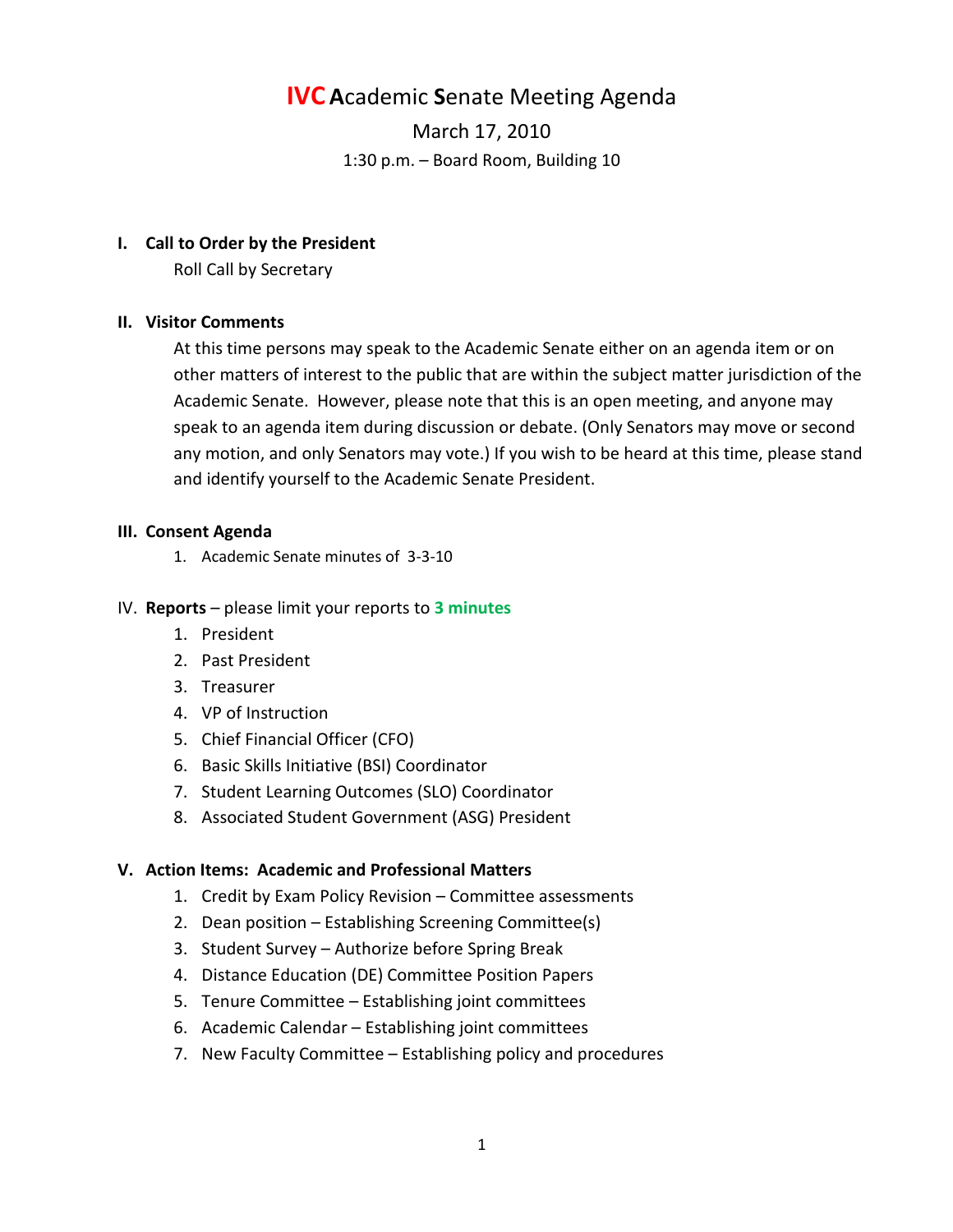# IVC Academic Senate Meeting Agenda

March 17, 2010

1:30 p.m. – Board Room, Building 10

**I. Call to Order by the President**

Roll Call by Secretary

**II. Visitor Comments**

At this time persons may speak to the Academic Senate either on an agenda item or on other matters of interest to the public that are within the subject matter jurisdiction of the Academic Senate. However, please note that this is an open meeting, and anyone may speak to an agenda item during discussion or debate. (Only Senators may move or second any motion, and only Senators may vote.) If you wish to be heard at this time, please stand and identify yourself to the Academic Senate President.

**III. Consent Agenda**

1. Academic Senate minutes of 3-3-10

IV. **Reports** – please limit your reports to **3 minutes**

1. President
2. Past President
3. Treasurer
4. VP of Instruction
5. Chief Financial Officer (CFO)
6. Basic Skills Initiative (BSI) Coordinator
7. Student Learning Outcomes (SLO) Coordinator
8. Associated Student Government (ASG) President

**V. Action Items: Academic and Professional Matters**

1. Credit by Exam Policy Revision – Committee assessments
2. Dean position – Establishing Screening Committee(s)
3. Student Survey – Authorize before Spring Break
4. Distance Education (DE) Committee Position Papers
5. Tenure Committee – Establishing joint committees
6. Academic Calendar – Establishing joint committees
7. New Faculty Committee – Establishing policy and procedures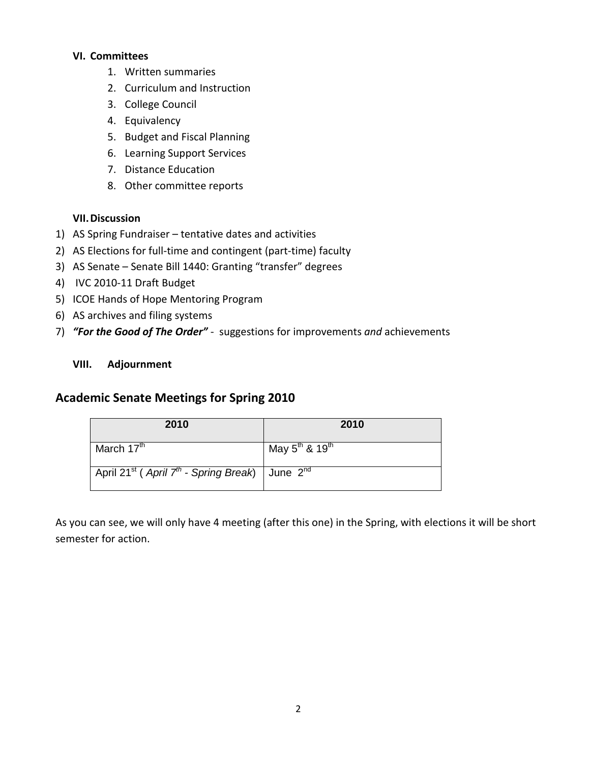**VI. Committees**

1. Written summaries
2. Curriculum and Instruction
3. College Council
4. Equivalency
5. Budget and Fiscal Planning
6. Learning Support Services
7. Distance Education
8. Other committee reports

**VII. Discussion**

1) AS Spring Fundraiser – tentative dates and activities
2) AS Elections for full-time and contingent (part-time) faculty
3) AS Senate – Senate Bill 1440: Granting "transfer" degrees
4) IVC 2010-11 Draft Budget
5) ICOE Hands of Hope Mentoring Program
6) AS archives and filing systems
7) ***"For the Good of The Order"*** - suggestions for improvements *and* achievements

**VIII. Adjournment**

## Academic Senate Meetings for Spring 2010

| 2010 | 2010 |
|---|---|
| March 17th | May 5th & 19th |
| April 21st ( *April 7th - Spring Break*) | June 2nd |

As you can see, we will only have 4 meeting (after this one) in the Spring, with elections it will be short semester for action.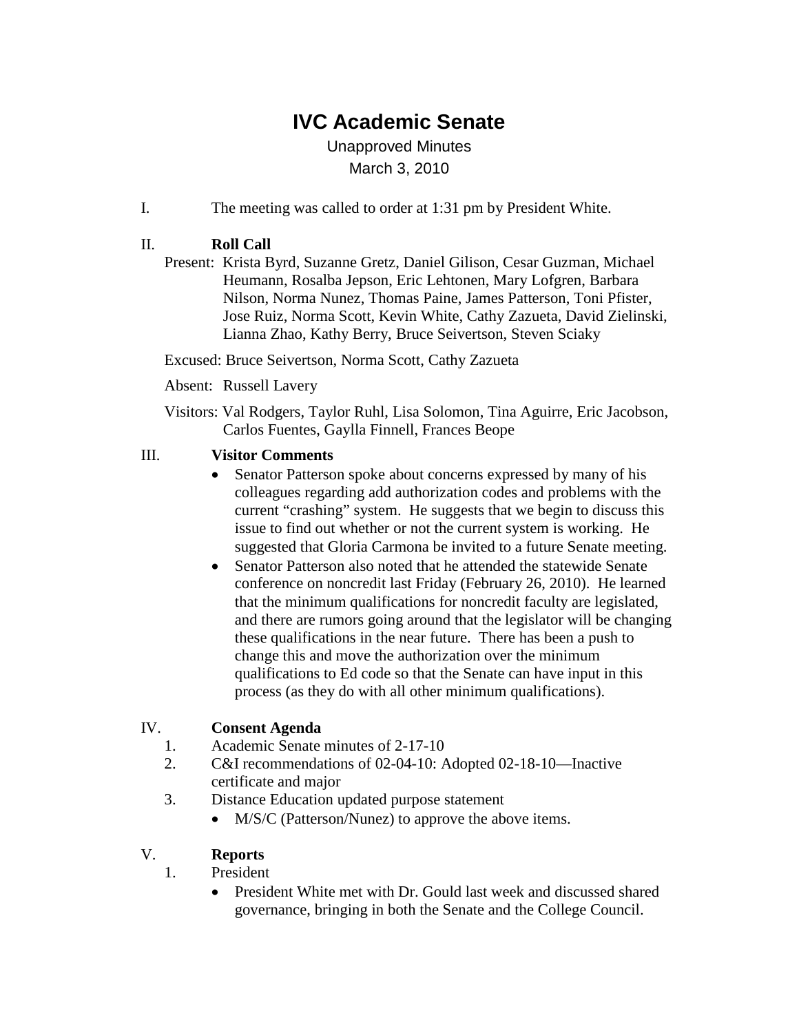# IVC Academic Senate

Unapproved Minutes

March 3, 2010

I. The meeting was called to order at 1:31 pm by President White.

II. **Roll Call**

Present: Krista Byrd, Suzanne Gretz, Daniel Gilison, Cesar Guzman, Michael Heumann, Rosalba Jepson, Eric Lehtonen, Mary Lofgren, Barbara Nilson, Norma Nunez, Thomas Paine, James Patterson, Toni Pfister, Jose Ruiz, Norma Scott, Kevin White, Cathy Zazueta, David Zielinski, Lianna Zhao, Kathy Berry, Bruce Seivertson, Steven Sciaky

Excused: Bruce Seivertson, Norma Scott, Cathy Zazueta

Absent: Russell Lavery

Visitors: Val Rodgers, Taylor Ruhl, Lisa Solomon, Tina Aguirre, Eric Jacobson, Carlos Fuentes, Gaylla Finnell, Frances Beope

III. **Visitor Comments**

- Senator Patterson spoke about concerns expressed by many of his colleagues regarding add authorization codes and problems with the current "crashing" system. He suggests that we begin to discuss this issue to find out whether or not the current system is working. He suggested that Gloria Carmona be invited to a future Senate meeting.
- Senator Patterson also noted that he attended the statewide Senate conference on noncredit last Friday (February 26, 2010). He learned that the minimum qualifications for noncredit faculty are legislated, and there are rumors going around that the legislator will be changing these qualifications in the near future. There has been a push to change this and move the authorization over the minimum qualifications to Ed code so that the Senate can have input in this process (as they do with all other minimum qualifications).

IV. **Consent Agenda**

1. Academic Senate minutes of 2-17-10
2. C&I recommendations of 02-04-10: Adopted 02-18-10—Inactive certificate and major
3. Distance Education updated purpose statement
   - M/S/C (Patterson/Nunez) to approve the above items.

V. **Reports**

1. President
   - President White met with Dr. Gould last week and discussed shared governance, bringing in both the Senate and the College Council.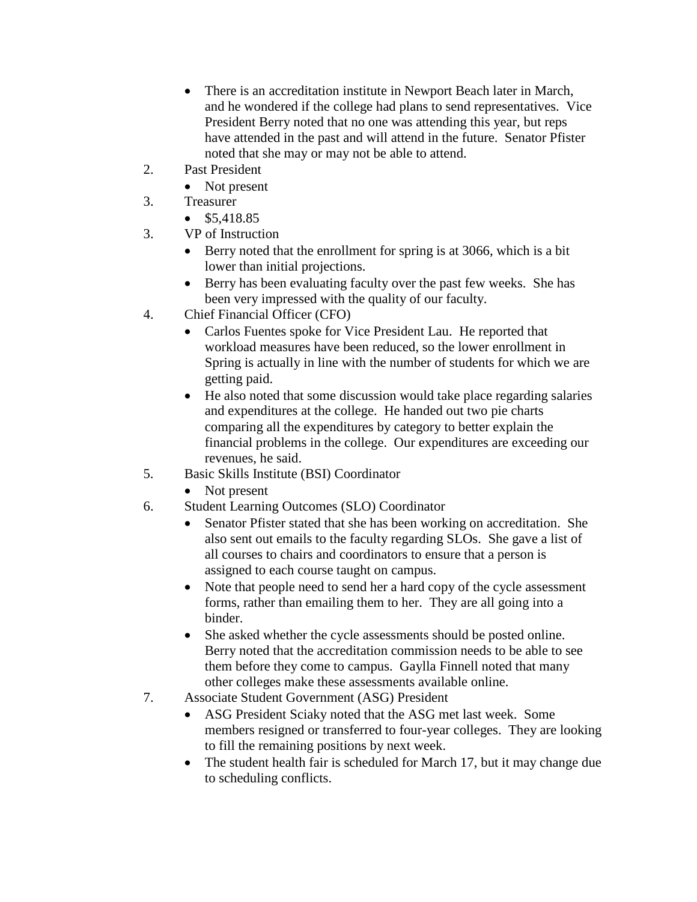- There is an accreditation institute in Newport Beach later in March, and he wondered if the college had plans to send representatives. Vice President Berry noted that no one was attending this year, but reps have attended in the past and will attend in the future. Senator Pfister noted that she may or may not be able to attend.

2. Past President
   - Not present
3. Treasurer
   - $5,418.85
3. VP of Instruction
   - Berry noted that the enrollment for spring is at 3066, which is a bit lower than initial projections.
   - Berry has been evaluating faculty over the past few weeks. She has been very impressed with the quality of our faculty.
4. Chief Financial Officer (CFO)
   - Carlos Fuentes spoke for Vice President Lau. He reported that workload measures have been reduced, so the lower enrollment in Spring is actually in line with the number of students for which we are getting paid.
   - He also noted that some discussion would take place regarding salaries and expenditures at the college. He handed out two pie charts comparing all the expenditures by category to better explain the financial problems in the college. Our expenditures are exceeding our revenues, he said.
5. Basic Skills Institute (BSI) Coordinator
   - Not present
6. Student Learning Outcomes (SLO) Coordinator
   - Senator Pfister stated that she has been working on accreditation. She also sent out emails to the faculty regarding SLOs. She gave a list of all courses to chairs and coordinators to ensure that a person is assigned to each course taught on campus.
   - Note that people need to send her a hard copy of the cycle assessment forms, rather than emailing them to her. They are all going into a binder.
   - She asked whether the cycle assessments should be posted online. Berry noted that the accreditation commission needs to be able to see them before they come to campus. Gaylla Finnell noted that many other colleges make these assessments available online.
7. Associate Student Government (ASG) President
   - ASG President Sciaky noted that the ASG met last week. Some members resigned or transferred to four-year colleges. They are looking to fill the remaining positions by next week.
   - The student health fair is scheduled for March 17, but it may change due to scheduling conflicts.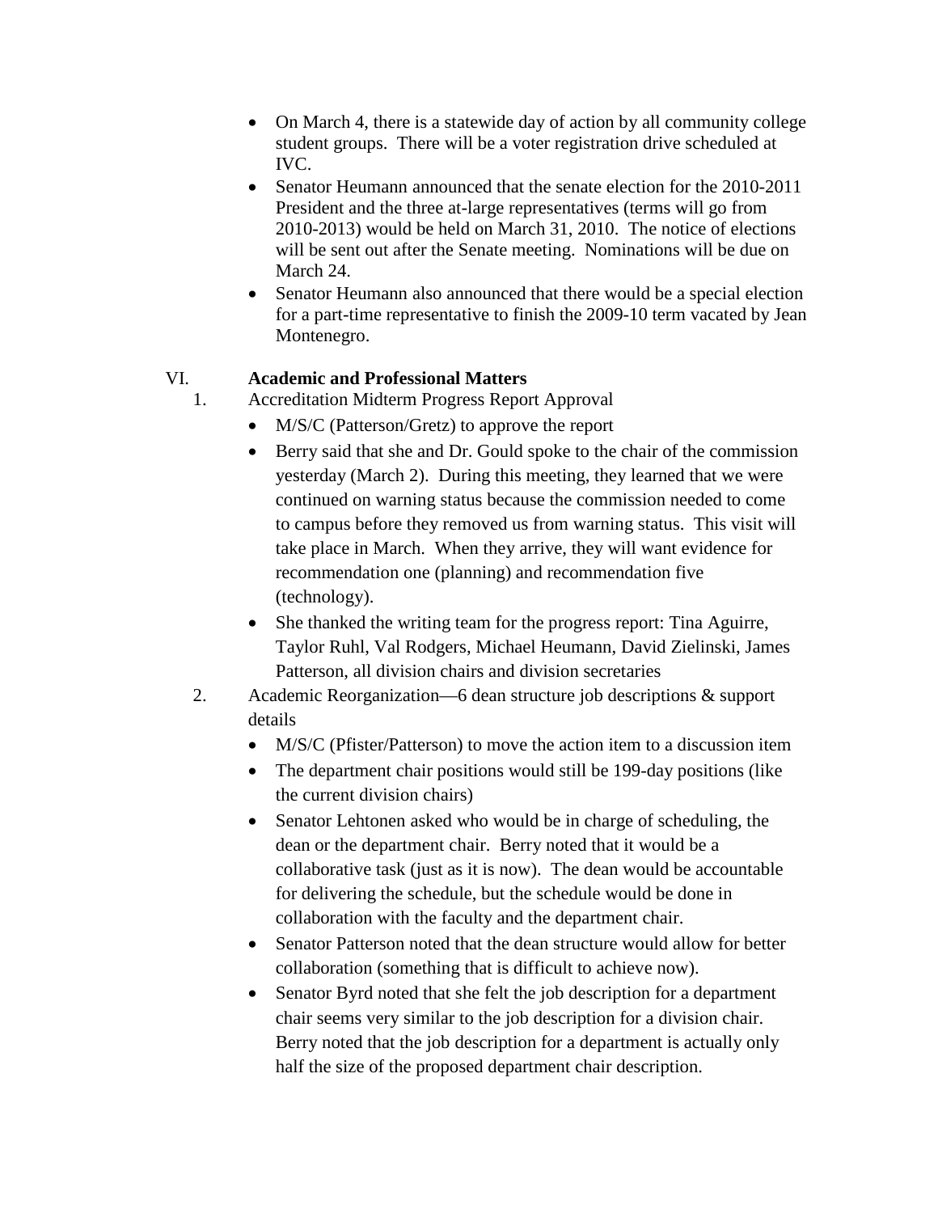- On March 4, there is a statewide day of action by all community college student groups. There will be a voter registration drive scheduled at IVC.
- Senator Heumann announced that the senate election for the 2010-2011 President and the three at-large representatives (terms will go from 2010-2013) would be held on March 31, 2010. The notice of elections will be sent out after the Senate meeting. Nominations will be due on March 24.
- Senator Heumann also announced that there would be a special election for a part-time representative to finish the 2009-10 term vacated by Jean Montenegro.

VI. **Academic and Professional Matters**

1. Accreditation Midterm Progress Report Approval
   - M/S/C (Patterson/Gretz) to approve the report
   - Berry said that she and Dr. Gould spoke to the chair of the commission yesterday (March 2). During this meeting, they learned that we were continued on warning status because the commission needed to come to campus before they removed us from warning status. This visit will take place in March. When they arrive, they will want evidence for recommendation one (planning) and recommendation five (technology).
   - She thanked the writing team for the progress report: Tina Aguirre, Taylor Ruhl, Val Rodgers, Michael Heumann, David Zielinski, James Patterson, all division chairs and division secretaries
2. Academic Reorganization—6 dean structure job descriptions & support details
   - M/S/C (Pfister/Patterson) to move the action item to a discussion item
   - The department chair positions would still be 199-day positions (like the current division chairs)
   - Senator Lehtonen asked who would be in charge of scheduling, the dean or the department chair. Berry noted that it would be a collaborative task (just as it is now). The dean would be accountable for delivering the schedule, but the schedule would be done in collaboration with the faculty and the department chair.
   - Senator Patterson noted that the dean structure would allow for better collaboration (something that is difficult to achieve now).
   - Senator Byrd noted that she felt the job description for a department chair seems very similar to the job description for a division chair. Berry noted that the job description for a department is actually only half the size of the proposed department chair description.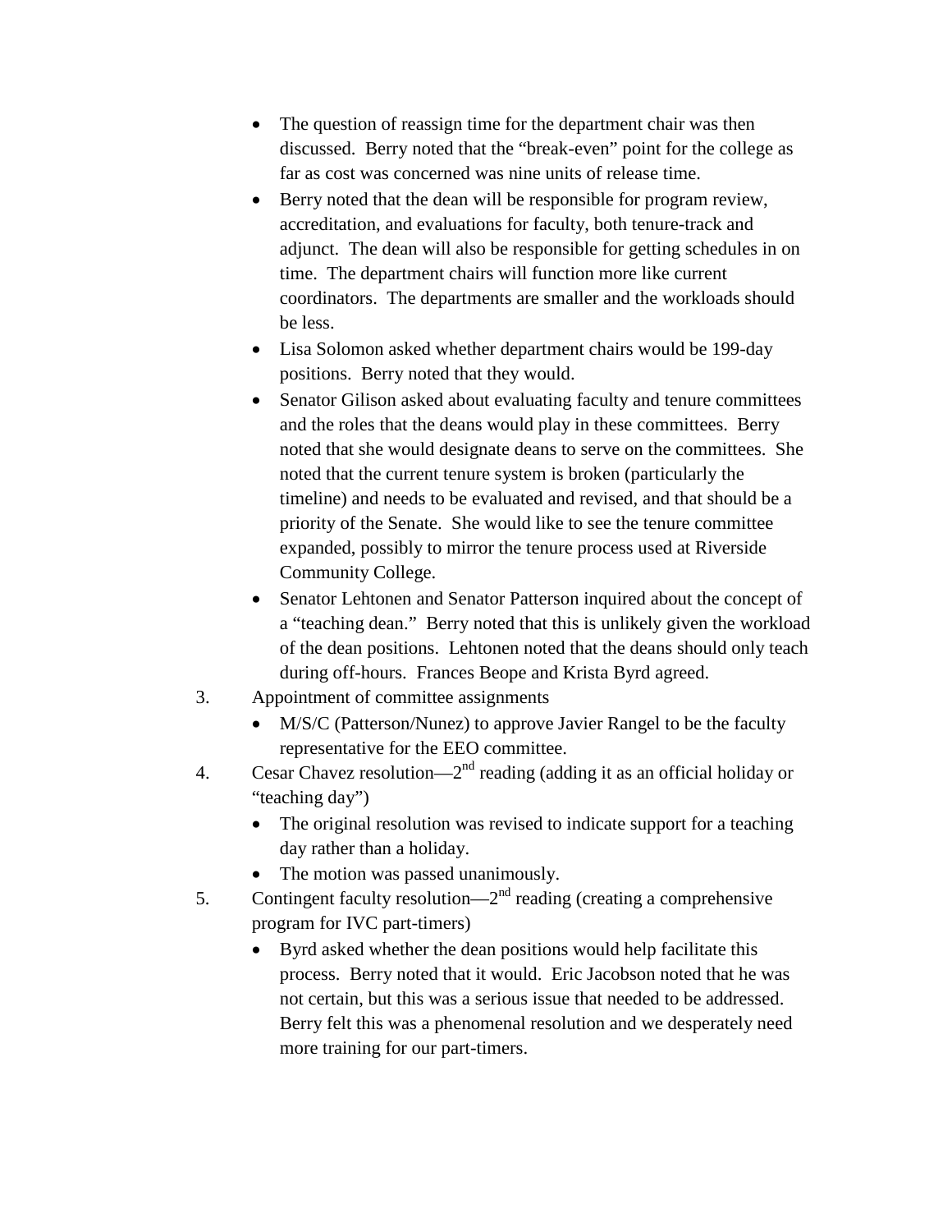- The question of reassign time for the department chair was then discussed. Berry noted that the "break-even" point for the college as far as cost was concerned was nine units of release time.
- Berry noted that the dean will be responsible for program review, accreditation, and evaluations for faculty, both tenure-track and adjunct. The dean will also be responsible for getting schedules in on time. The department chairs will function more like current coordinators. The departments are smaller and the workloads should be less.
- Lisa Solomon asked whether department chairs would be 199-day positions. Berry noted that they would.
- Senator Gilison asked about evaluating faculty and tenure committees and the roles that the deans would play in these committees. Berry noted that she would designate deans to serve on the committees. She noted that the current tenure system is broken (particularly the timeline) and needs to be evaluated and revised, and that should be a priority of the Senate. She would like to see the tenure committee expanded, possibly to mirror the tenure process used at Riverside Community College.
- Senator Lehtonen and Senator Patterson inquired about the concept of a "teaching dean." Berry noted that this is unlikely given the workload of the dean positions. Lehtonen noted that the deans should only teach during off-hours. Frances Beope and Krista Byrd agreed.

3. Appointment of committee assignments
   - M/S/C (Patterson/Nunez) to approve Javier Rangel to be the faculty representative for the EEO committee.
4. Cesar Chavez resolution—2nd reading (adding it as an official holiday or "teaching day")
   - The original resolution was revised to indicate support for a teaching day rather than a holiday.
   - The motion was passed unanimously.
5. Contingent faculty resolution—2nd reading (creating a comprehensive program for IVC part-timers)
   - Byrd asked whether the dean positions would help facilitate this process. Berry noted that it would. Eric Jacobson noted that he was not certain, but this was a serious issue that needed to be addressed. Berry felt this was a phenomenal resolution and we desperately need more training for our part-timers.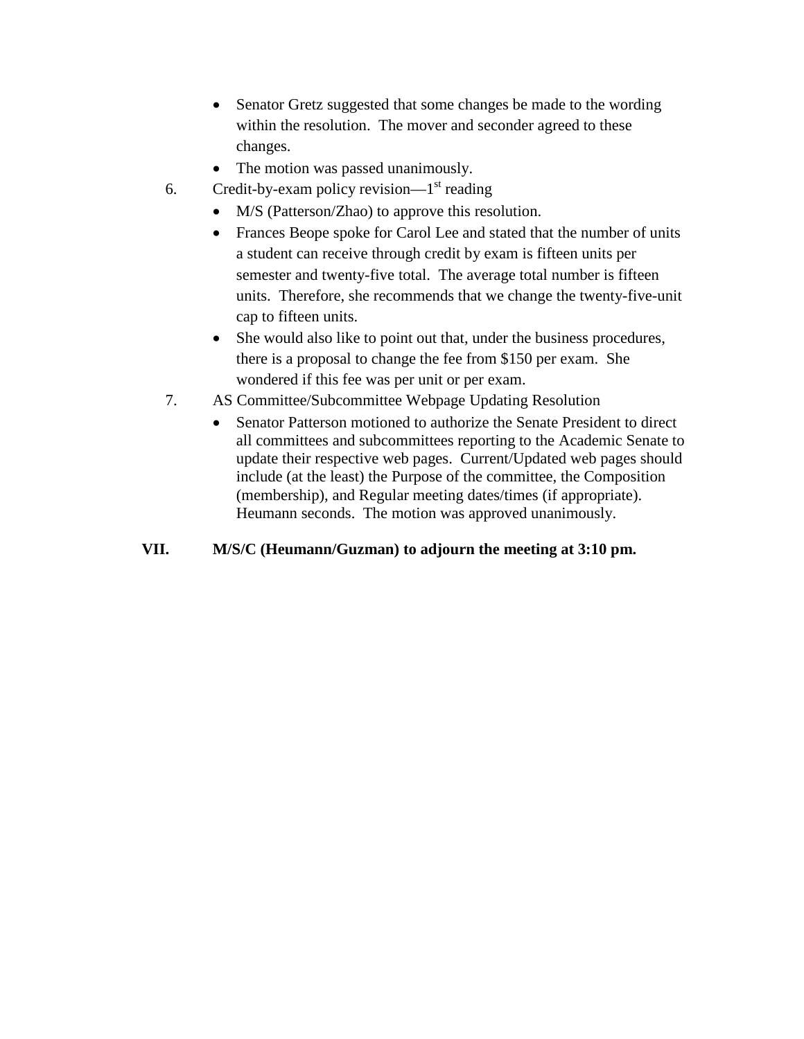- Senator Gretz suggested that some changes be made to the wording within the resolution. The mover and seconder agreed to these changes.
- The motion was passed unanimously.

6. Credit-by-exam policy revision—1st reading
   - M/S (Patterson/Zhao) to approve this resolution.
   - Frances Beope spoke for Carol Lee and stated that the number of units a student can receive through credit by exam is fifteen units per semester and twenty-five total. The average total number is fifteen units. Therefore, she recommends that we change the twenty-five-unit cap to fifteen units.
   - She would also like to point out that, under the business procedures, there is a proposal to change the fee from $150 per exam. She wondered if this fee was per unit or per exam.
7. AS Committee/Subcommittee Webpage Updating Resolution
   - Senator Patterson motioned to authorize the Senate President to direct all committees and subcommittees reporting to the Academic Senate to update their respective web pages. Current/Updated web pages should include (at the least) the Purpose of the committee, the Composition (membership), and Regular meeting dates/times (if appropriate). Heumann seconds. The motion was approved unanimously.

**VII. M/S/C (Heumann/Guzman) to adjourn the meeting at 3:10 pm.**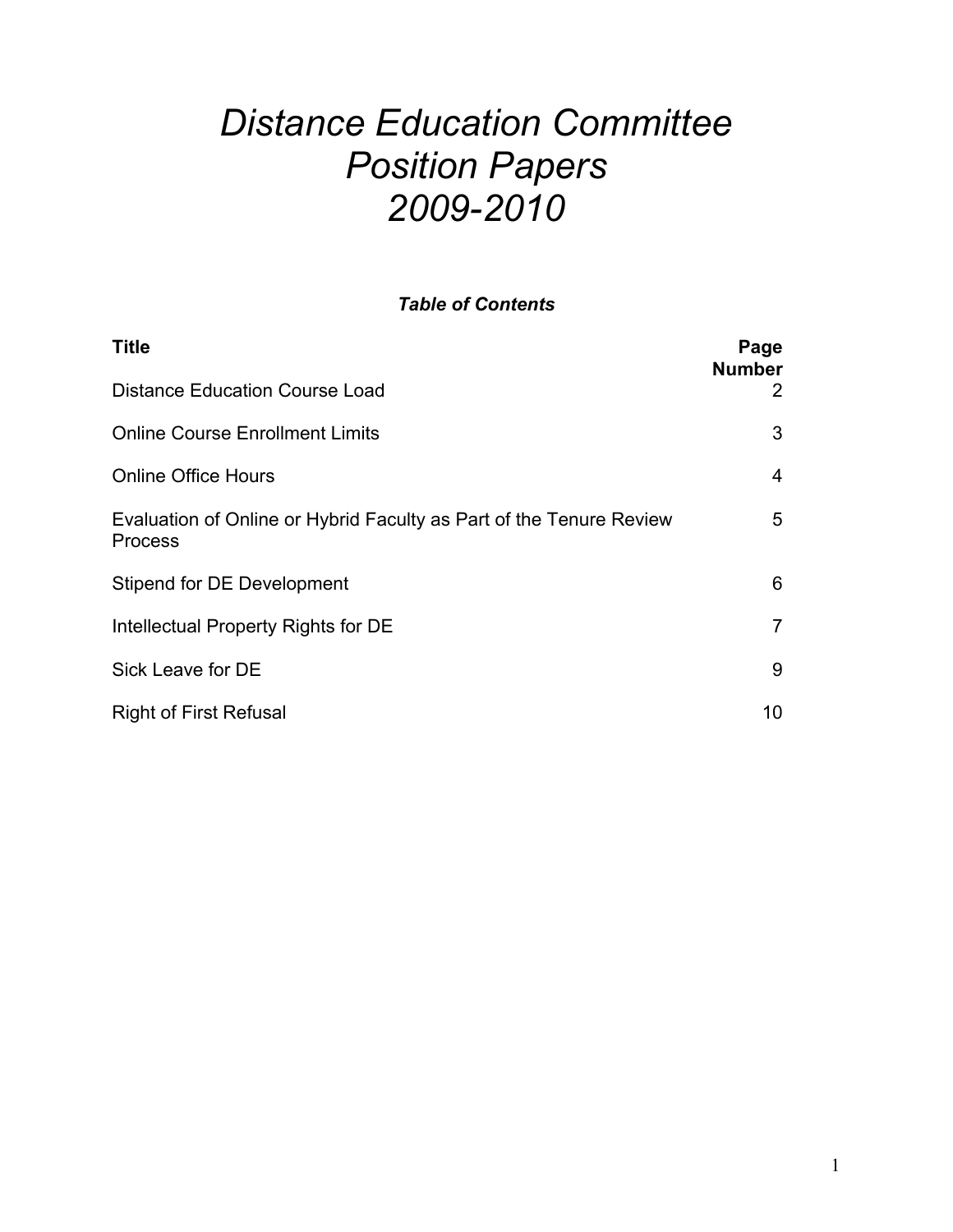# *Distance Education Committee Position Papers 2009-2010*

***Table of Contents***

| Title | Page Number |
|---|---|
| Distance Education Course Load | 2 |
| Online Course Enrollment Limits | 3 |
| Online Office Hours | 4 |
| Evaluation of Online or Hybrid Faculty as Part of the Tenure Review Process | 5 |
| Stipend for DE Development | 6 |
| Intellectual Property Rights for DE | 7 |
| Sick Leave for DE | 9 |
| Right of First Refusal | 10 |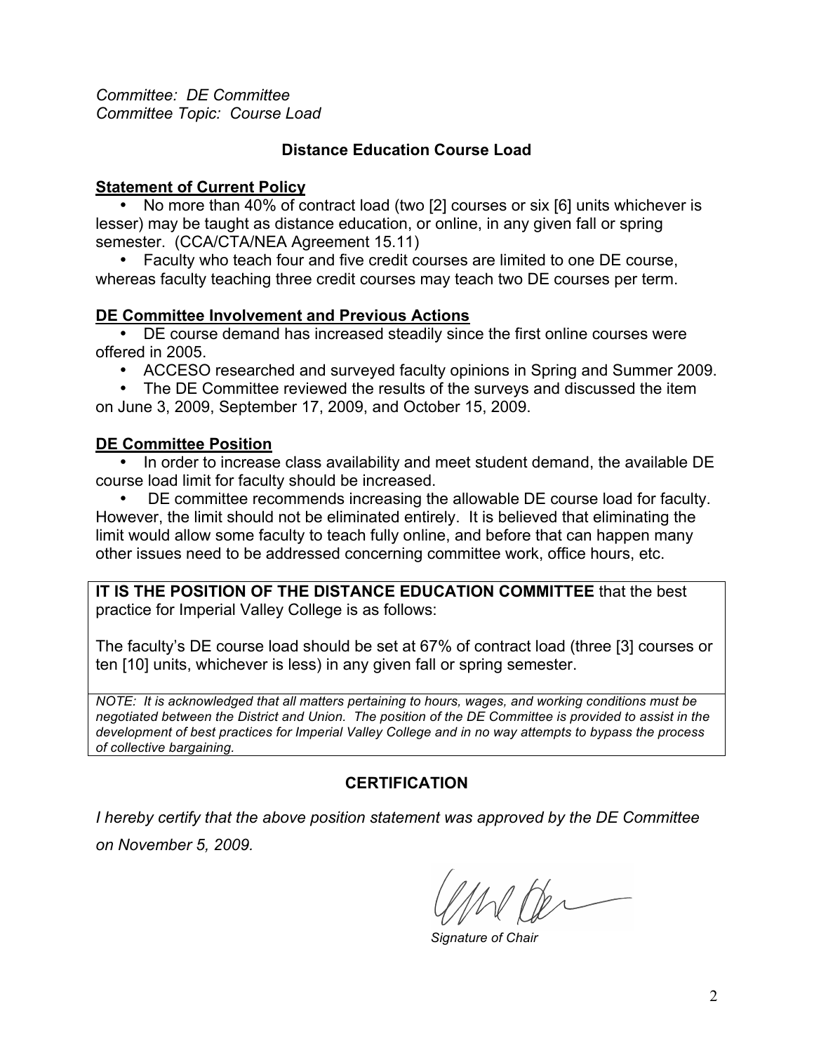*Committee: DE Committee*
*Committee Topic: Course Load*

## Distance Education Course Load

**Statement of Current Policy**

- No more than 40% of contract load (two [2] courses or six [6] units whichever is lesser) may be taught as distance education, or online, in any given fall or spring semester. (CCA/CTA/NEA Agreement 15.11)
- Faculty who teach four and five credit courses are limited to one DE course, whereas faculty teaching three credit courses may teach two DE courses per term.

**DE Committee Involvement and Previous Actions**

- DE course demand has increased steadily since the first online courses were offered in 2005.
- ACCESO researched and surveyed faculty opinions in Spring and Summer 2009.
- The DE Committee reviewed the results of the surveys and discussed the item on June 3, 2009, September 17, 2009, and October 15, 2009.

**DE Committee Position**

- In order to increase class availability and meet student demand, the available DE course load limit for faculty should be increased.
- DE committee recommends increasing the allowable DE course load for faculty. However, the limit should not be eliminated entirely. It is believed that eliminating the limit would allow some faculty to teach fully online, and before that can happen many other issues need to be addressed concerning committee work, office hours, etc.

**IT IS THE POSITION OF THE DISTANCE EDUCATION COMMITTEE** that the best practice for Imperial Valley College is as follows:

The faculty's DE course load should be set at 67% of contract load (three [3] courses or ten [10] units, whichever is less) in any given fall or spring semester.

*NOTE: It is acknowledged that all matters pertaining to hours, wages, and working conditions must be negotiated between the District and Union. The position of the DE Committee is provided to assist in the development of best practices for Imperial Valley College and in no way attempts to bypass the process of collective bargaining.*

## CERTIFICATION

*I hereby certify that the above position statement was approved by the DE Committee on November 5, 2009.*

*Signature of Chair*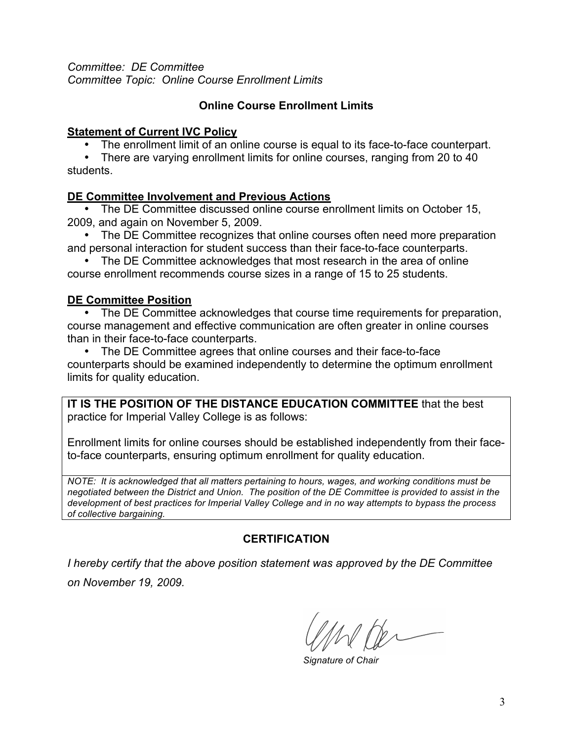*Committee: DE Committee*
*Committee Topic: Online Course Enrollment Limits*

## Online Course Enrollment Limits

**Statement of Current IVC Policy**

- The enrollment limit of an online course is equal to its face-to-face counterpart.
- There are varying enrollment limits for online courses, ranging from 20 to 40 students.

**DE Committee Involvement and Previous Actions**

- The DE Committee discussed online course enrollment limits on October 15, 2009, and again on November 5, 2009.
- The DE Committee recognizes that online courses often need more preparation and personal interaction for student success than their face-to-face counterparts.
- The DE Committee acknowledges that most research in the area of online course enrollment recommends course sizes in a range of 15 to 25 students.

**DE Committee Position**

- The DE Committee acknowledges that course time requirements for preparation, course management and effective communication are often greater in online courses than in their face-to-face counterparts.
- The DE Committee agrees that online courses and their face-to-face counterparts should be examined independently to determine the optimum enrollment limits for quality education.

**IT IS THE POSITION OF THE DISTANCE EDUCATION COMMITTEE** that the best practice for Imperial Valley College is as follows:

Enrollment limits for online courses should be established independently from their face-to-face counterparts, ensuring optimum enrollment for quality education.

*NOTE: It is acknowledged that all matters pertaining to hours, wages, and working conditions must be negotiated between the District and Union. The position of the DE Committee is provided to assist in the development of best practices for Imperial Valley College and in no way attempts to bypass the process of collective bargaining.*

## CERTIFICATION

*I hereby certify that the above position statement was approved by the DE Committee on November 19, 2009.*

*Signature of Chair*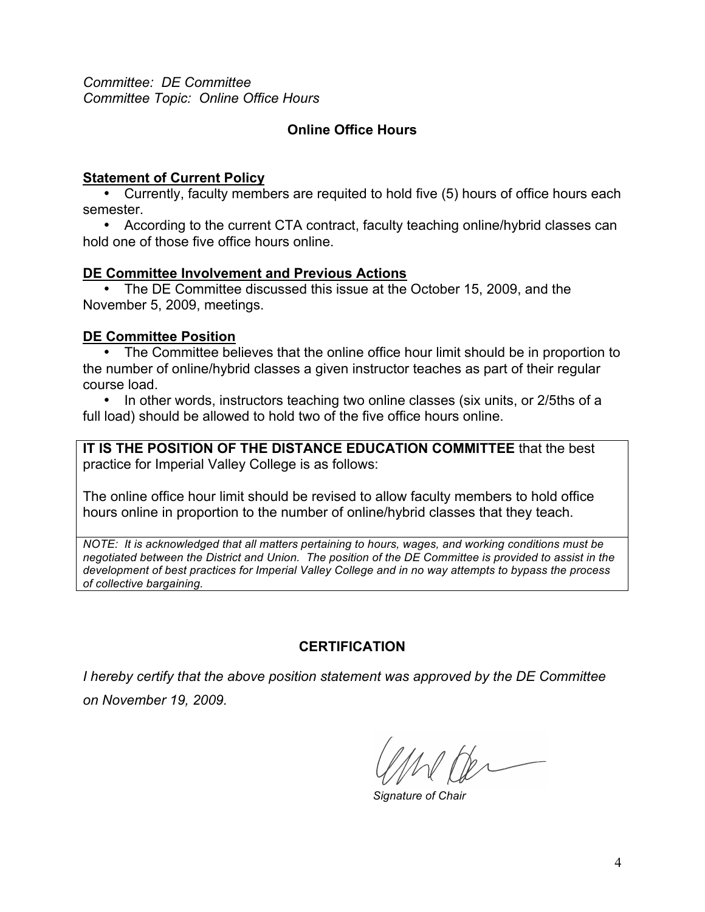*Committee: DE Committee*
*Committee Topic: Online Office Hours*

## Online Office Hours

**Statement of Current Policy**

- Currently, faculty members are requited to hold five (5) hours of office hours each semester.
- According to the current CTA contract, faculty teaching online/hybrid classes can hold one of those five office hours online.

**DE Committee Involvement and Previous Actions**

- The DE Committee discussed this issue at the October 15, 2009, and the November 5, 2009, meetings.

**DE Committee Position**

- The Committee believes that the online office hour limit should be in proportion to the number of online/hybrid classes a given instructor teaches as part of their regular course load.
- In other words, instructors teaching two online classes (six units, or 2/5ths of a full load) should be allowed to hold two of the five office hours online.

**IT IS THE POSITION OF THE DISTANCE EDUCATION COMMITTEE** that the best practice for Imperial Valley College is as follows:

The online office hour limit should be revised to allow faculty members to hold office hours online in proportion to the number of online/hybrid classes that they teach.

*NOTE: It is acknowledged that all matters pertaining to hours, wages, and working conditions must be negotiated between the District and Union. The position of the DE Committee is provided to assist in the development of best practices for Imperial Valley College and in no way attempts to bypass the process of collective bargaining.*

## CERTIFICATION

*I hereby certify that the above position statement was approved by the DE Committee on November 19, 2009.*

*Signature of Chair*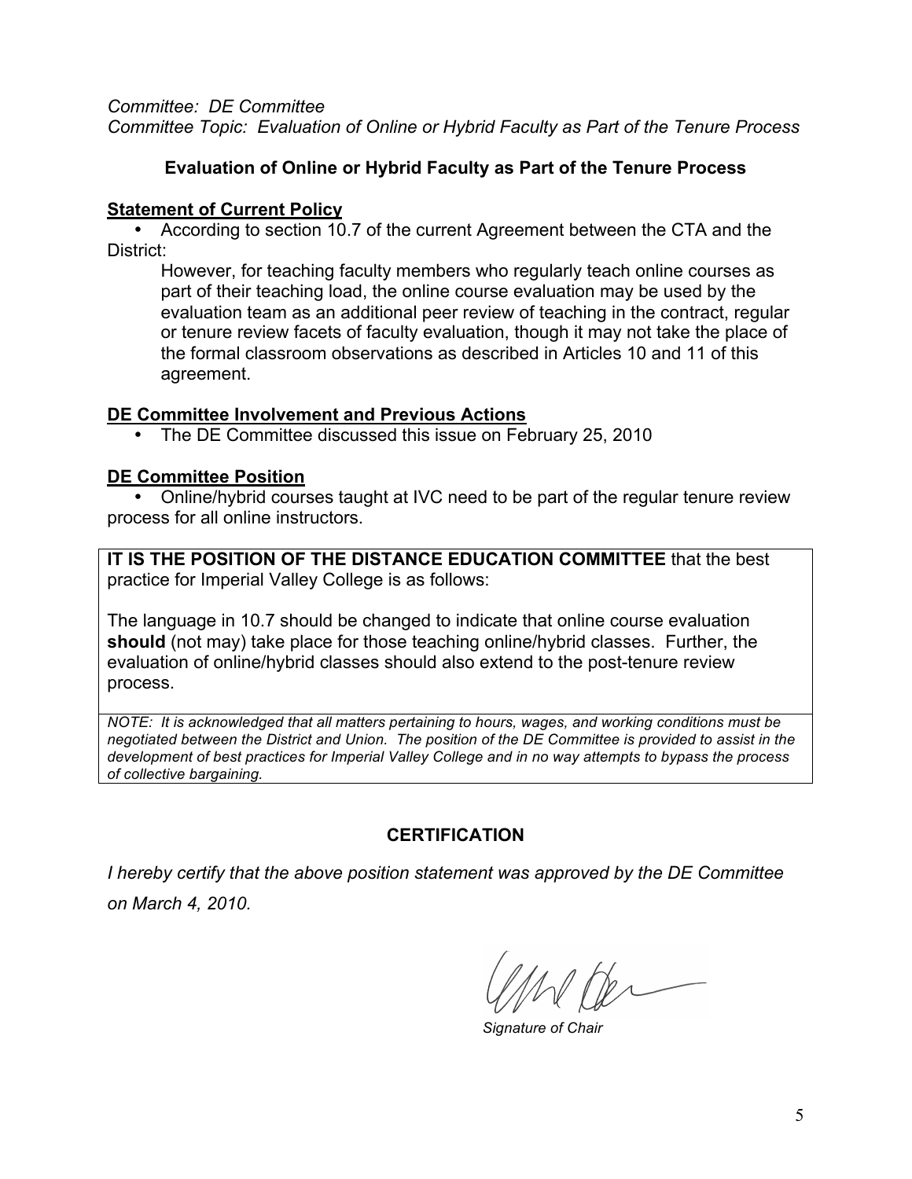*Committee: DE Committee*
*Committee Topic: Evaluation of Online or Hybrid Faculty as Part of the Tenure Process*

## Evaluation of Online or Hybrid Faculty as Part of the Tenure Process

### Statement of Current Policy

- According to section 10.7 of the current Agreement between the CTA and the District:

> However, for teaching faculty members who regularly teach online courses as part of their teaching load, the online course evaluation may be used by the evaluation team as an additional peer review of teaching in the contract, regular or tenure review facets of faculty evaluation, though it may not take the place of the formal classroom observations as described in Articles 10 and 11 of this agreement.

### DE Committee Involvement and Previous Actions

- The DE Committee discussed this issue on February 25, 2010

### DE Committee Position

- Online/hybrid courses taught at IVC need to be part of the regular tenure review process for all online instructors.

**IT IS THE POSITION OF THE DISTANCE EDUCATION COMMITTEE** that the best practice for Imperial Valley College is as follows:

The language in 10.7 should be changed to indicate that online course evaluation **should** (not may) take place for those teaching online/hybrid classes. Further, the evaluation of online/hybrid classes should also extend to the post-tenure review process.

*NOTE: It is acknowledged that all matters pertaining to hours, wages, and working conditions must be negotiated between the District and Union. The position of the DE Committee is provided to assist in the development of best practices for Imperial Valley College and in no way attempts to bypass the process of collective bargaining.*

### CERTIFICATION

*I hereby certify that the above position statement was approved by the DE Committee on March 4, 2010.*

*Signature of Chair*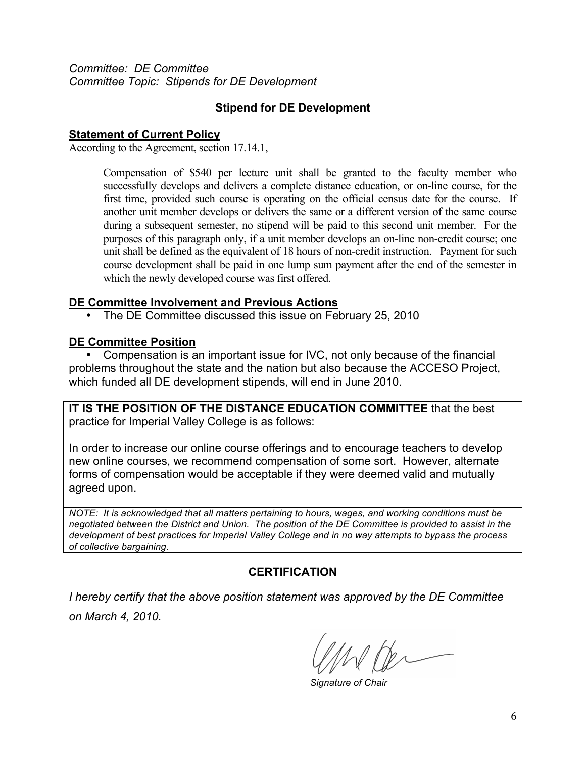*Committee: DE Committee*
*Committee Topic: Stipends for DE Development*

## Stipend for DE Development

### Statement of Current Policy

According to the Agreement, section 17.14.1,

> Compensation of $540 per lecture unit shall be granted to the faculty member who successfully develops and delivers a complete distance education, or on-line course, for the first time, provided such course is operating on the official census date for the course. If another unit member develops or delivers the same or a different version of the same course during a subsequent semester, no stipend will be paid to this second unit member. For the purposes of this paragraph only, if a unit member develops an on-line non-credit course; one unit shall be defined as the equivalent of 18 hours of non-credit instruction. Payment for such course development shall be paid in one lump sum payment after the end of the semester in which the newly developed course was first offered.

### DE Committee Involvement and Previous Actions

- The DE Committee discussed this issue on February 25, 2010

### DE Committee Position

- Compensation is an important issue for IVC, not only because of the financial problems throughout the state and the nation but also because the ACCESO Project, which funded all DE development stipends, will end in June 2010.

**IT IS THE POSITION OF THE DISTANCE EDUCATION COMMITTEE** that the best practice for Imperial Valley College is as follows:

In order to increase our online course offerings and to encourage teachers to develop new online courses, we recommend compensation of some sort. However, alternate forms of compensation would be acceptable if they were deemed valid and mutually agreed upon.

*NOTE: It is acknowledged that all matters pertaining to hours, wages, and working conditions must be negotiated between the District and Union. The position of the DE Committee is provided to assist in the development of best practices for Imperial Valley College and in no way attempts to bypass the process of collective bargaining.*

## CERTIFICATION

*I hereby certify that the above position statement was approved by the DE Committee on March 4, 2010.*

*Signature of Chair*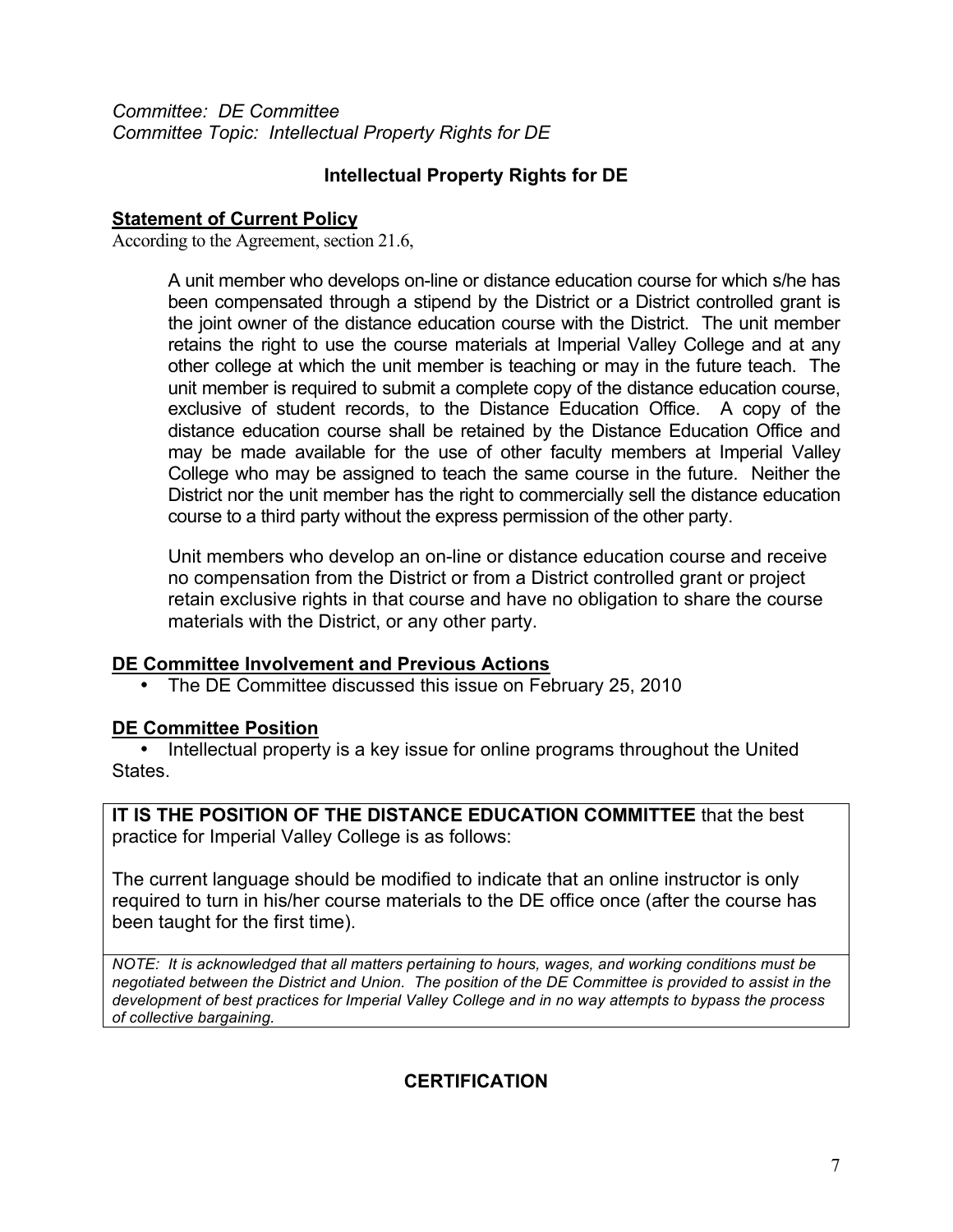*Committee: DE Committee*
*Committee Topic: Intellectual Property Rights for DE*

## Intellectual Property Rights for DE

### Statement of Current Policy

According to the Agreement, section 21.6,

> A unit member who develops on-line or distance education course for which s/he has been compensated through a stipend by the District or a District controlled grant is the joint owner of the distance education course with the District. The unit member retains the right to use the course materials at Imperial Valley College and at any other college at which the unit member is teaching or may in the future teach. The unit member is required to submit a complete copy of the distance education course, exclusive of student records, to the Distance Education Office. A copy of the distance education course shall be retained by the Distance Education Office and may be made available for the use of other faculty members at Imperial Valley College who may be assigned to teach the same course in the future. Neither the District nor the unit member has the right to commercially sell the distance education course to a third party without the express permission of the other party.
>
> Unit members who develop an on-line or distance education course and receive no compensation from the District or from a District controlled grant or project retain exclusive rights in that course and have no obligation to share the course materials with the District, or any other party.

### DE Committee Involvement and Previous Actions

- The DE Committee discussed this issue on February 25, 2010

### DE Committee Position

- Intellectual property is a key issue for online programs throughout the United States.

**IT IS THE POSITION OF THE DISTANCE EDUCATION COMMITTEE** that the best practice for Imperial Valley College is as follows:

The current language should be modified to indicate that an online instructor is only required to turn in his/her course materials to the DE office once (after the course has been taught for the first time).

*NOTE: It is acknowledged that all matters pertaining to hours, wages, and working conditions must be negotiated between the District and Union. The position of the DE Committee is provided to assist in the development of best practices for Imperial Valley College and in no way attempts to bypass the process of collective bargaining.*

## CERTIFICATION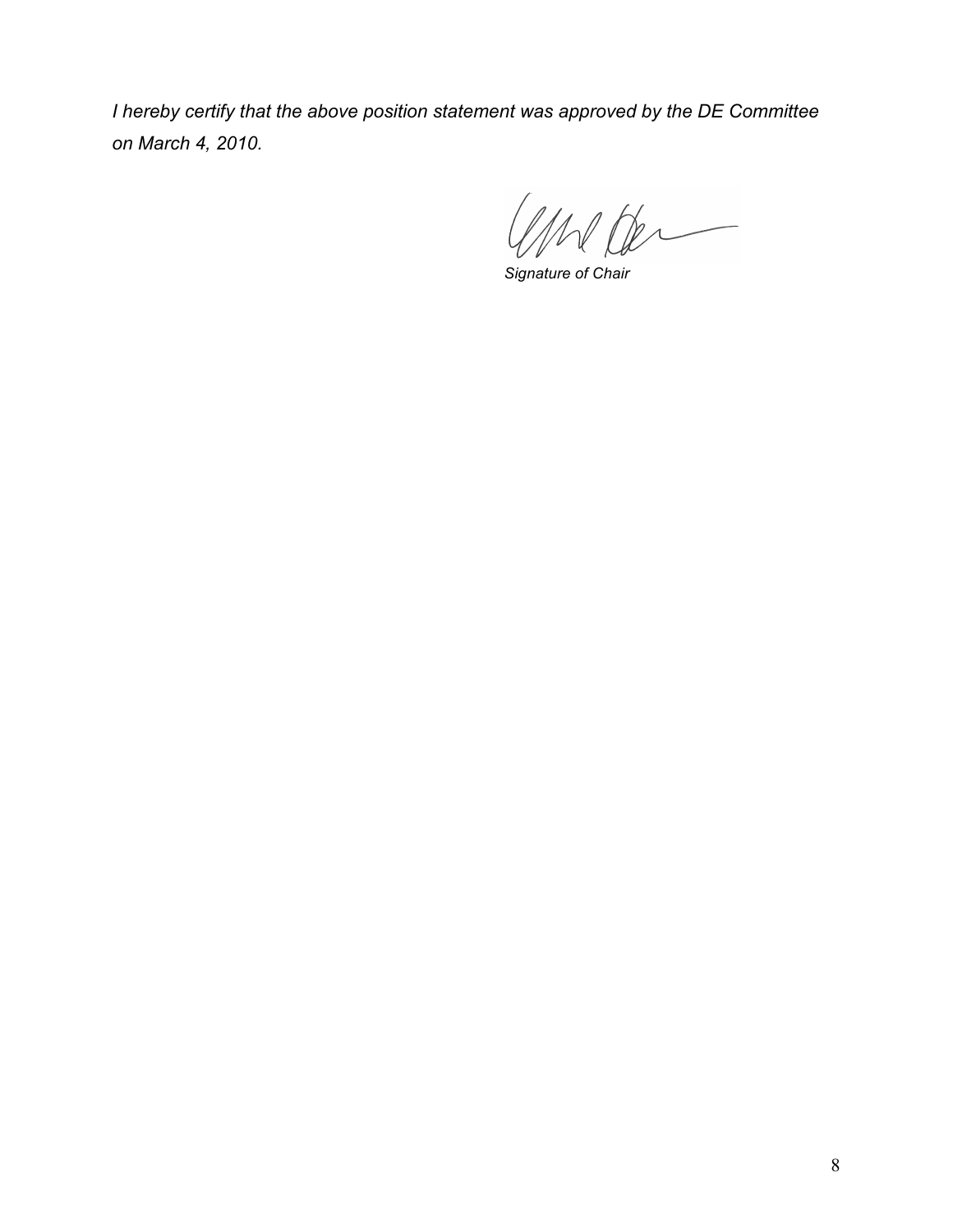*I hereby certify that the above position statement was approved by the DE Committee on March 4, 2010.*

*Signature of Chair*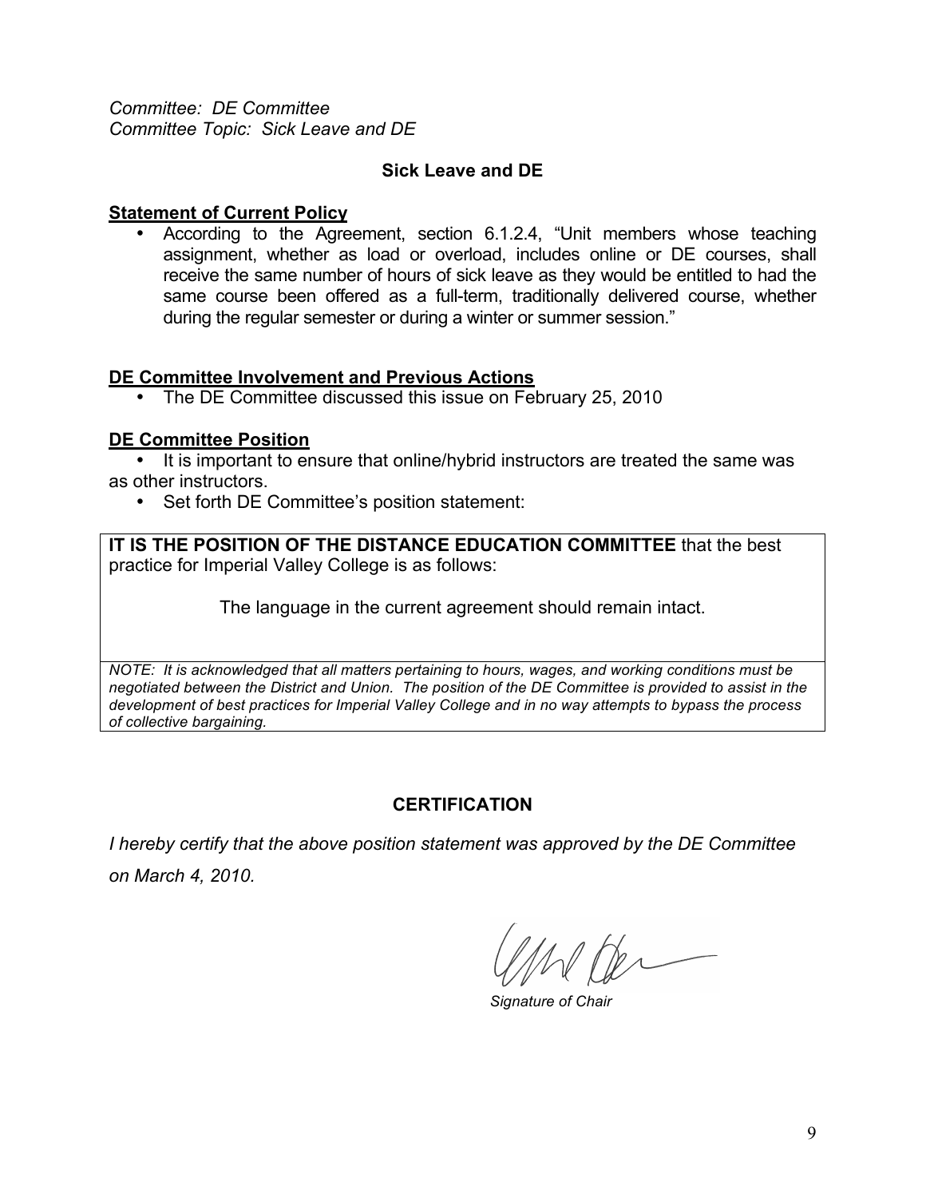*Committee: DE Committee*
*Committee Topic: Sick Leave and DE*

## Sick Leave and DE

**Statement of Current Policy**

- According to the Agreement, section 6.1.2.4, "Unit members whose teaching assignment, whether as load or overload, includes online or DE courses, shall receive the same number of hours of sick leave as they would be entitled to had the same course been offered as a full-term, traditionally delivered course, whether during the regular semester or during a winter or summer session."

**DE Committee Involvement and Previous Actions**

- The DE Committee discussed this issue on February 25, 2010

**DE Committee Position**

- It is important to ensure that online/hybrid instructors are treated the same was as other instructors.
- Set forth DE Committee's position statement:

**IT IS THE POSITION OF THE DISTANCE EDUCATION COMMITTEE** that the best practice for Imperial Valley College is as follows:

The language in the current agreement should remain intact.

*NOTE: It is acknowledged that all matters pertaining to hours, wages, and working conditions must be negotiated between the District and Union. The position of the DE Committee is provided to assist in the development of best practices for Imperial Valley College and in no way attempts to bypass the process of collective bargaining.*

## CERTIFICATION

*I hereby certify that the above position statement was approved by the DE Committee on March 4, 2010.*

*Signature of Chair*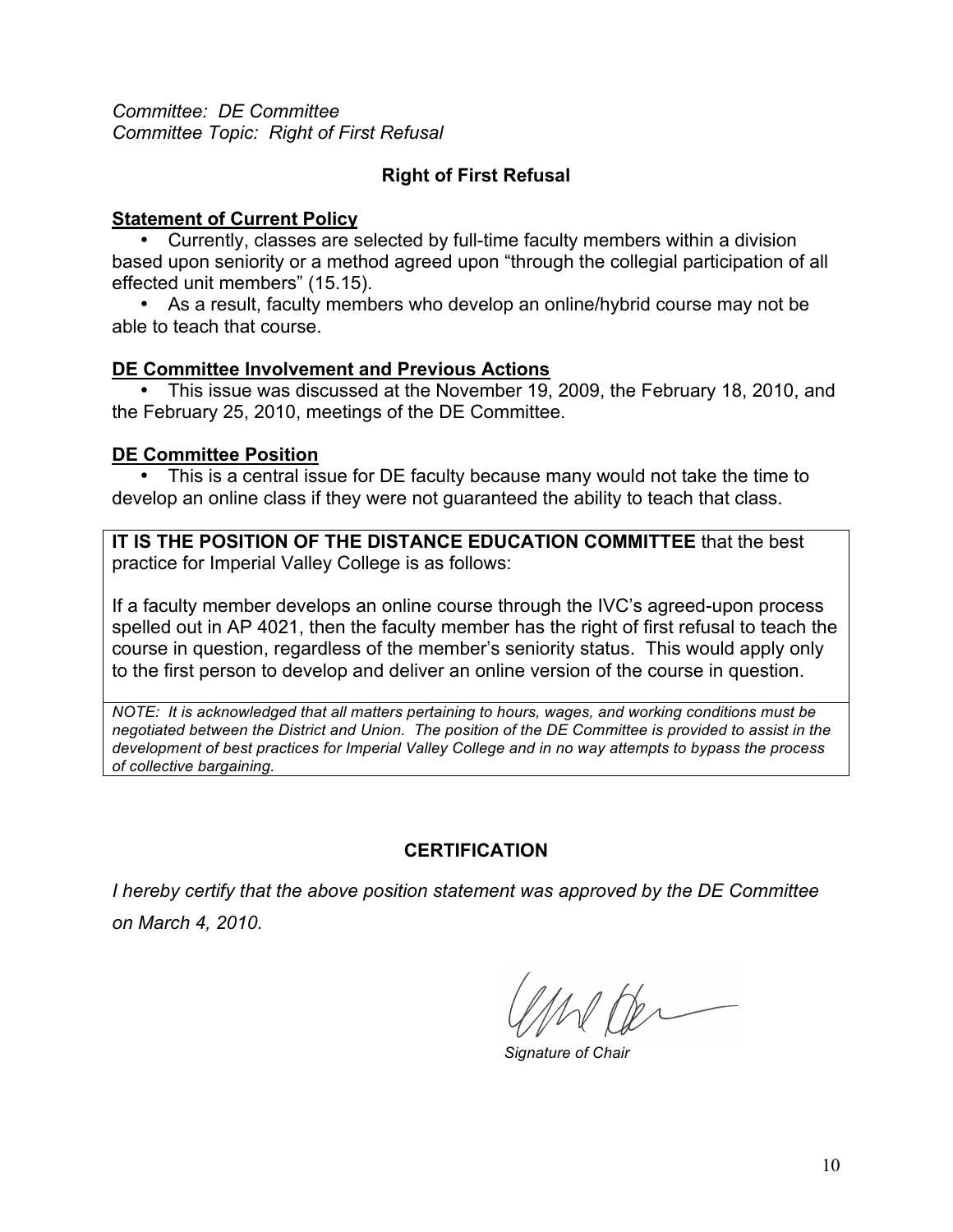*Committee: DE Committee*
*Committee Topic: Right of First Refusal*

## Right of First Refusal

**Statement of Current Policy**

- Currently, classes are selected by full-time faculty members within a division based upon seniority or a method agreed upon "through the collegial participation of all effected unit members" (15.15).
- As a result, faculty members who develop an online/hybrid course may not be able to teach that course.

**DE Committee Involvement and Previous Actions**

- This issue was discussed at the November 19, 2009, the February 18, 2010, and the February 25, 2010, meetings of the DE Committee.

**DE Committee Position**

- This is a central issue for DE faculty because many would not take the time to develop an online class if they were not guaranteed the ability to teach that class.

**IT IS THE POSITION OF THE DISTANCE EDUCATION COMMITTEE** that the best practice for Imperial Valley College is as follows:

If a faculty member develops an online course through the IVC's agreed-upon process spelled out in AP 4021, then the faculty member has the right of first refusal to teach the course in question, regardless of the member's seniority status. This would apply only to the first person to develop and deliver an online version of the course in question.

*NOTE: It is acknowledged that all matters pertaining to hours, wages, and working conditions must be negotiated between the District and Union. The position of the DE Committee is provided to assist in the development of best practices for Imperial Valley College and in no way attempts to bypass the process of collective bargaining.*

## CERTIFICATION

*I hereby certify that the above position statement was approved by the DE Committee on March 4, 2010.*

*Signature of Chair*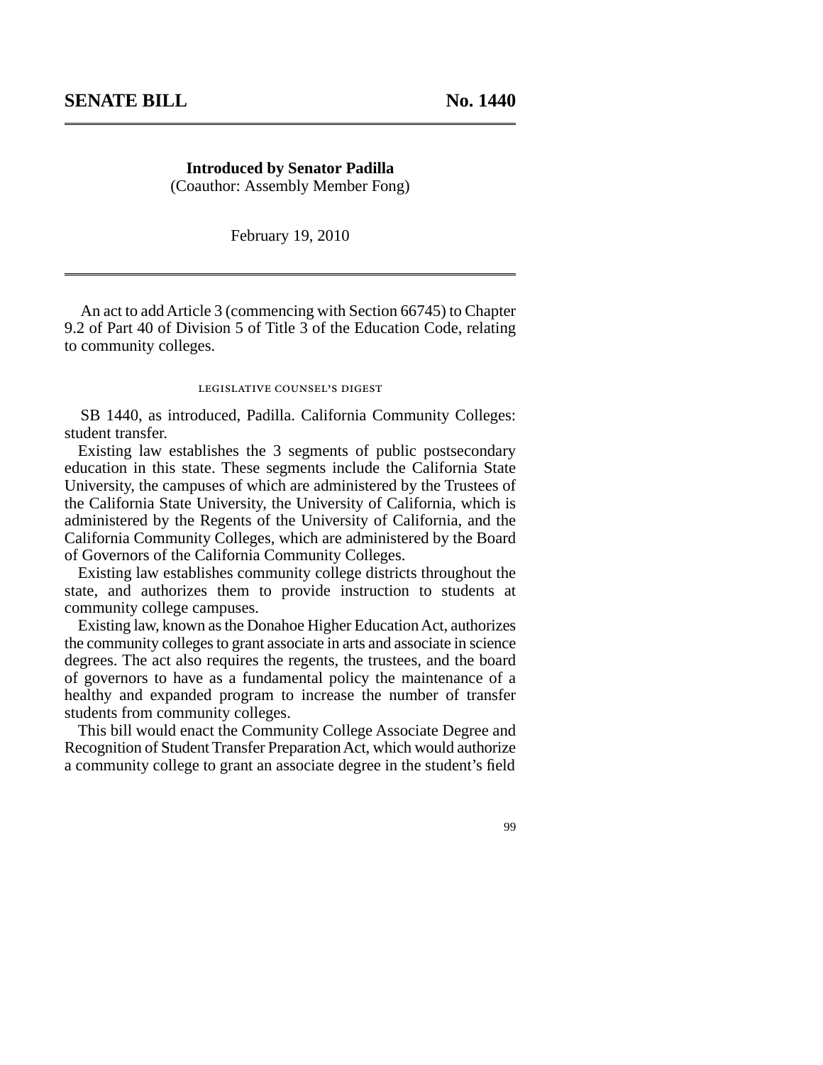## SENATE BILL No. 1440

**Introduced by Senator Padilla**
(Coauthor: Assembly Member Fong)

February 19, 2010

An act to add Article 3 (commencing with Section 66745) to Chapter 9.2 of Part 40 of Division 5 of Title 3 of the Education Code, relating to community colleges.

LEGISLATIVE COUNSEL'S DIGEST

SB 1440, as introduced, Padilla. California Community Colleges: student transfer.

Existing law establishes the 3 segments of public postsecondary education in this state. These segments include the California State University, the campuses of which are administered by the Trustees of the California State University, the University of California, which is administered by the Regents of the University of California, and the California Community Colleges, which are administered by the Board of Governors of the California Community Colleges.

Existing law establishes community college districts throughout the state, and authorizes them to provide instruction to students at community college campuses.

Existing law, known as the Donahoe Higher Education Act, authorizes the community colleges to grant associate in arts and associate in science degrees. The act also requires the regents, the trustees, and the board of governors to have as a fundamental policy the maintenance of a healthy and expanded program to increase the number of transfer students from community colleges.

This bill would enact the Community College Associate Degree and Recognition of Student Transfer Preparation Act, which would authorize a community college to grant an associate degree in the student's field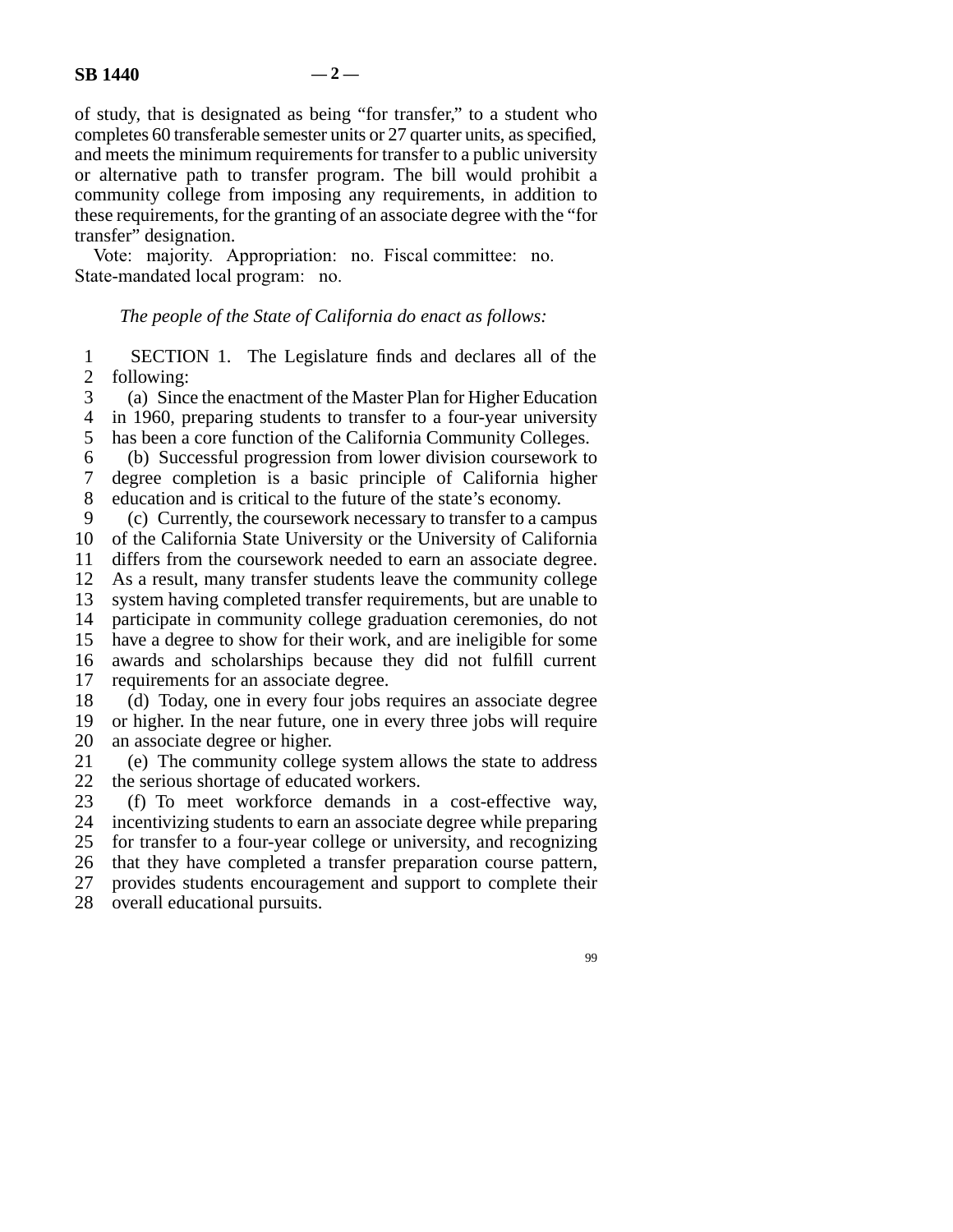of study, that is designated as being "for transfer," to a student who completes 60 transferable semester units or 27 quarter units, as specified, and meets the minimum requirements for transfer to a public university or alternative path to transfer program. The bill would prohibit a community college from imposing any requirements, in addition to these requirements, for the granting of an associate degree with the "for transfer" designation.

Vote: majority. Appropriation: no. Fiscal committee: no. State-mandated local program: no.

*The people of the State of California do enact as follows:*

SECTION 1. The Legislature finds and declares all of the following:

(a) Since the enactment of the Master Plan for Higher Education in 1960, preparing students to transfer to a four-year university has been a core function of the California Community Colleges.

(b) Successful progression from lower division coursework to degree completion is a basic principle of California higher education and is critical to the future of the state's economy.

(c) Currently, the coursework necessary to transfer to a campus of the California State University or the University of California differs from the coursework needed to earn an associate degree. As a result, many transfer students leave the community college system having completed transfer requirements, but are unable to participate in community college graduation ceremonies, do not have a degree to show for their work, and are ineligible for some awards and scholarships because they did not fulfill current requirements for an associate degree.

(d) Today, one in every four jobs requires an associate degree or higher. In the near future, one in every three jobs will require an associate degree or higher.

(e) The community college system allows the state to address the serious shortage of educated workers.

(f) To meet workforce demands in a cost-effective way, incentivizing students to earn an associate degree while preparing for transfer to a four-year college or university, and recognizing that they have completed a transfer preparation course pattern, provides students encouragement and support to complete their overall educational pursuits.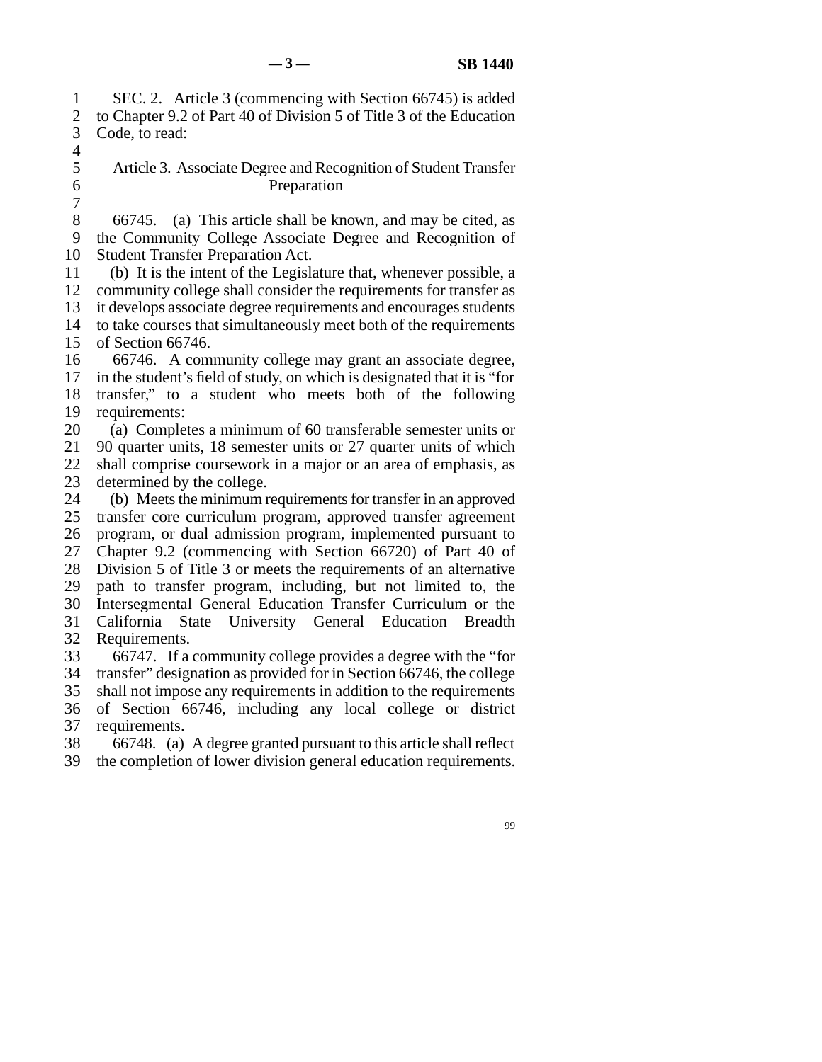SEC. 2. Article 3 (commencing with Section 66745) is added to Chapter 9.2 of Part 40 of Division 5 of Title 3 of the Education Code, to read:

### Article 3. Associate Degree and Recognition of Student Transfer Preparation

66745. (a) This article shall be known, and may be cited, as the Community College Associate Degree and Recognition of Student Transfer Preparation Act.

(b) It is the intent of the Legislature that, whenever possible, a community college shall consider the requirements for transfer as it develops associate degree requirements and encourages students to take courses that simultaneously meet both of the requirements of Section 66746.

66746. A community college may grant an associate degree, in the student's field of study, on which is designated that it is "for transfer," to a student who meets both of the following requirements:

(a) Completes a minimum of 60 transferable semester units or 90 quarter units, 18 semester units or 27 quarter units of which shall comprise coursework in a major or an area of emphasis, as determined by the college.

(b) Meets the minimum requirements for transfer in an approved transfer core curriculum program, approved transfer agreement program, or dual admission program, implemented pursuant to Chapter 9.2 (commencing with Section 66720) of Part 40 of Division 5 of Title 3 or meets the requirements of an alternative path to transfer program, including, but not limited to, the Intersegmental General Education Transfer Curriculum or the California State University General Education Breadth Requirements.

66747. If a community college provides a degree with the "for transfer" designation as provided for in Section 66746, the college shall not impose any requirements in addition to the requirements of Section 66746, including any local college or district requirements.

66748. (a) A degree granted pursuant to this article shall reflect the completion of lower division general education requirements.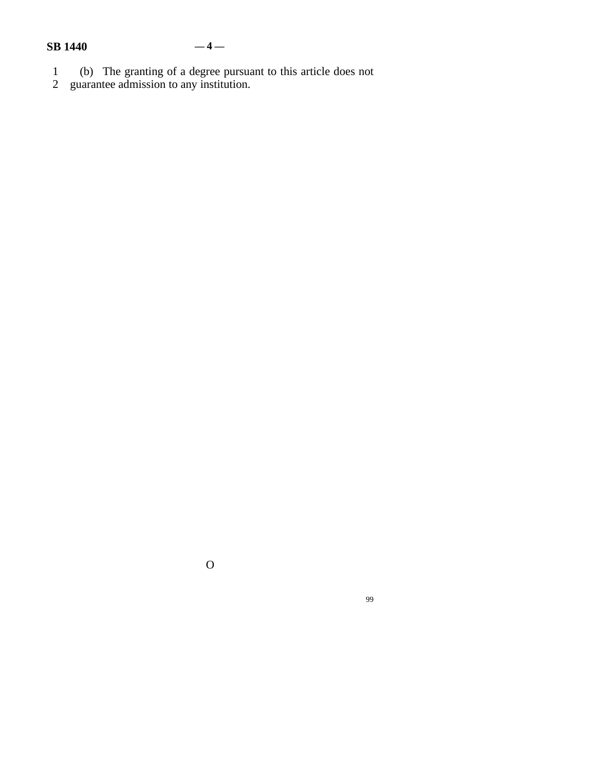(b) The granting of a degree pursuant to this article does not guarantee admission to any institution.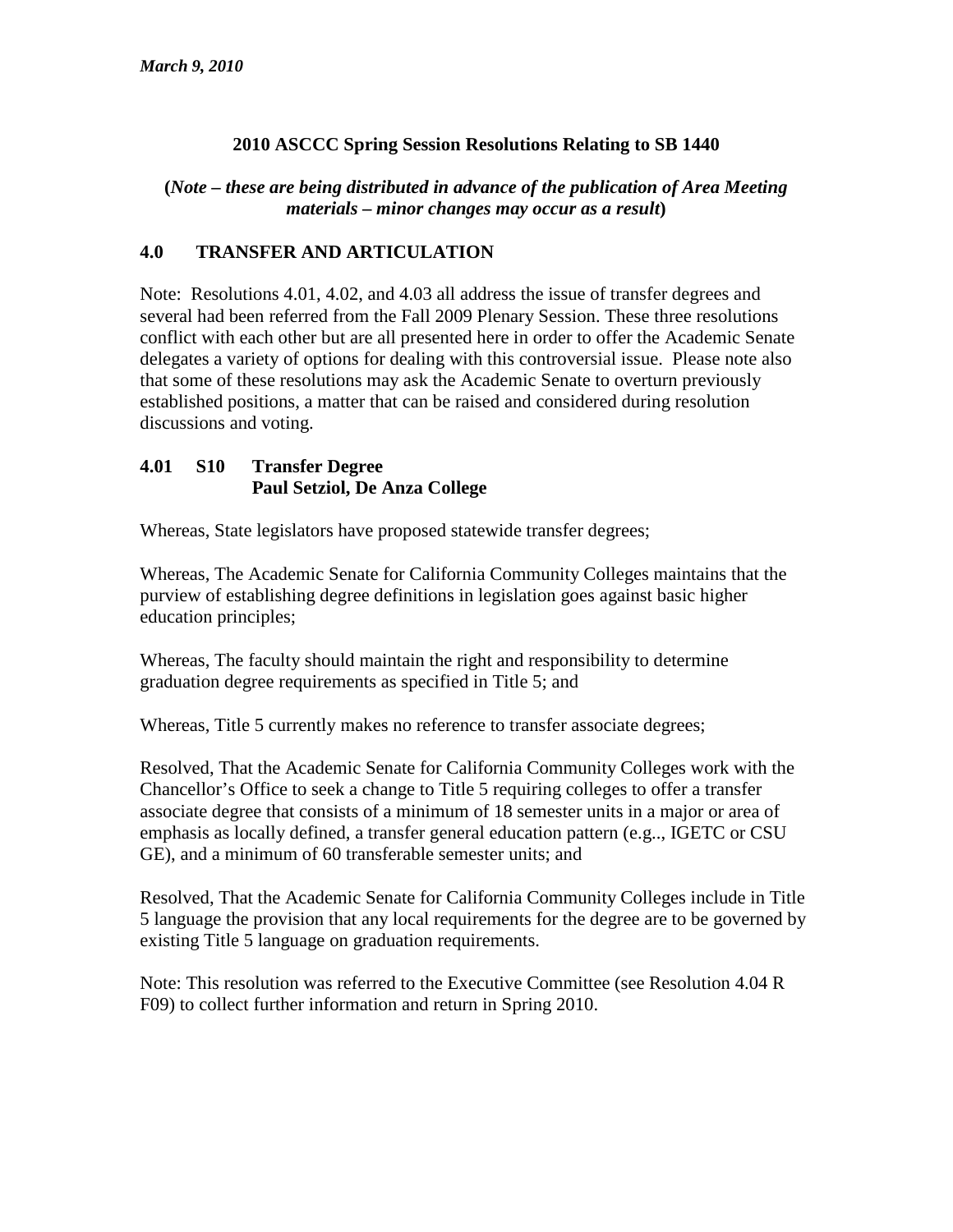*March 9, 2010*

## 2010 ASCCC Spring Session Resolutions Relating to SB 1440

**(*Note – these are being distributed in advance of the publication of Area Meeting materials – minor changes may occur as a result*)**

## 4.0 TRANSFER AND ARTICULATION

Note: Resolutions 4.01, 4.02, and 4.03 all address the issue of transfer degrees and several had been referred from the Fall 2009 Plenary Session. These three resolutions conflict with each other but are all presented here in order to offer the Academic Senate delegates a variety of options for dealing with this controversial issue. Please note also that some of these resolutions may ask the Academic Senate to overturn previously established positions, a matter that can be raised and considered during resolution discussions and voting.

### 4.01 S10 Transfer Degree
**Paul Setziol, De Anza College**

Whereas, State legislators have proposed statewide transfer degrees;

Whereas, The Academic Senate for California Community Colleges maintains that the purview of establishing degree definitions in legislation goes against basic higher education principles;

Whereas, The faculty should maintain the right and responsibility to determine graduation degree requirements as specified in Title 5; and

Whereas, Title 5 currently makes no reference to transfer associate degrees;

Resolved, That the Academic Senate for California Community Colleges work with the Chancellor's Office to seek a change to Title 5 requiring colleges to offer a transfer associate degree that consists of a minimum of 18 semester units in a major or area of emphasis as locally defined, a transfer general education pattern (e.g.., IGETC or CSU GE), and a minimum of 60 transferable semester units; and

Resolved, That the Academic Senate for California Community Colleges include in Title 5 language the provision that any local requirements for the degree are to be governed by existing Title 5 language on graduation requirements.

Note: This resolution was referred to the Executive Committee (see Resolution 4.04 R F09) to collect further information and return in Spring 2010.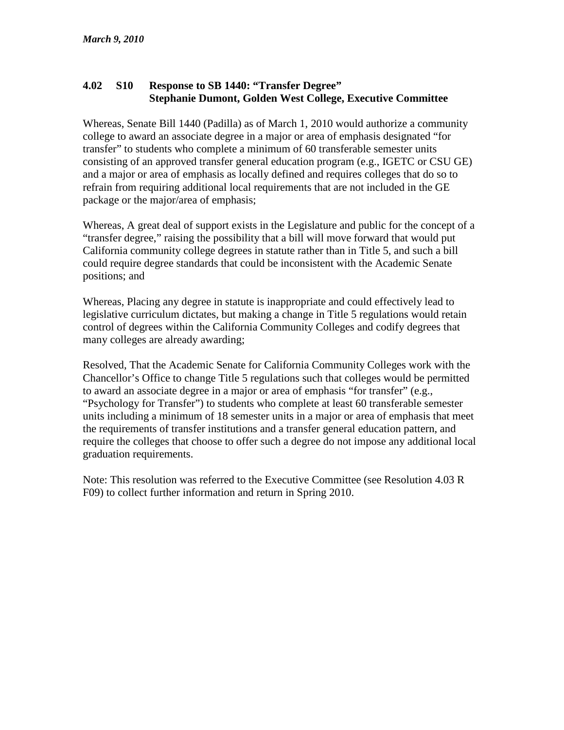*March 9, 2010*

**4.02 S10 Response to SB 1440: "Transfer Degree"**
**Stephanie Dumont, Golden West College, Executive Committee**

Whereas, Senate Bill 1440 (Padilla) as of March 1, 2010 would authorize a community college to award an associate degree in a major or area of emphasis designated "for transfer" to students who complete a minimum of 60 transferable semester units consisting of an approved transfer general education program (e.g., IGETC or CSU GE) and a major or area of emphasis as locally defined and requires colleges that do so to refrain from requiring additional local requirements that are not included in the GE package or the major/area of emphasis;

Whereas, A great deal of support exists in the Legislature and public for the concept of a "transfer degree," raising the possibility that a bill will move forward that would put California community college degrees in statute rather than in Title 5, and such a bill could require degree standards that could be inconsistent with the Academic Senate positions; and

Whereas, Placing any degree in statute is inappropriate and could effectively lead to legislative curriculum dictates, but making a change in Title 5 regulations would retain control of degrees within the California Community Colleges and codify degrees that many colleges are already awarding;

Resolved, That the Academic Senate for California Community Colleges work with the Chancellor's Office to change Title 5 regulations such that colleges would be permitted to award an associate degree in a major or area of emphasis "for transfer" (e.g., "Psychology for Transfer") to students who complete at least 60 transferable semester units including a minimum of 18 semester units in a major or area of emphasis that meet the requirements of transfer institutions and a transfer general education pattern, and require the colleges that choose to offer such a degree do not impose any additional local graduation requirements.

Note: This resolution was referred to the Executive Committee (see Resolution 4.03 R F09) to collect further information and return in Spring 2010.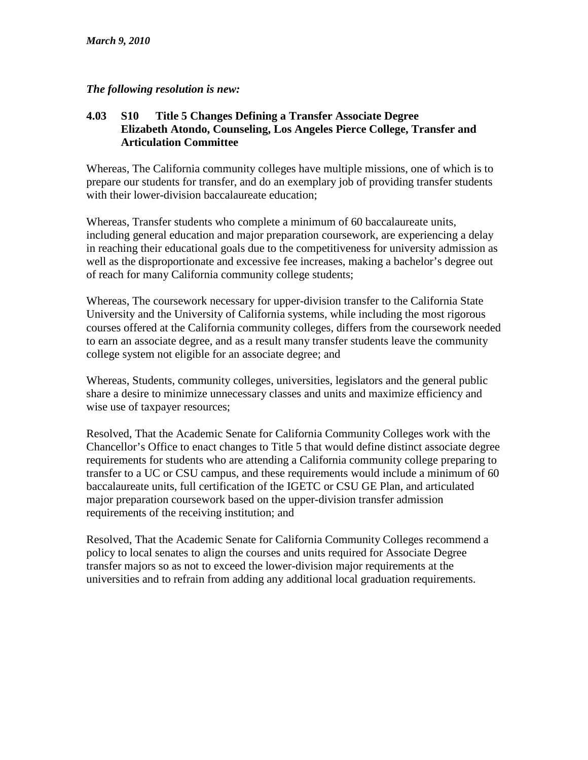*March 9, 2010*

***The following resolution is new:***

**4.03 S10 Title 5 Changes Defining a Transfer Associate Degree**
**Elizabeth Atondo, Counseling, Los Angeles Pierce College, Transfer and Articulation Committee**

Whereas, The California community colleges have multiple missions, one of which is to prepare our students for transfer, and do an exemplary job of providing transfer students with their lower-division baccalaureate education;

Whereas, Transfer students who complete a minimum of 60 baccalaureate units, including general education and major preparation coursework, are experiencing a delay in reaching their educational goals due to the competitiveness for university admission as well as the disproportionate and excessive fee increases, making a bachelor's degree out of reach for many California community college students;

Whereas, The coursework necessary for upper-division transfer to the California State University and the University of California systems, while including the most rigorous courses offered at the California community colleges, differs from the coursework needed to earn an associate degree, and as a result many transfer students leave the community college system not eligible for an associate degree; and

Whereas, Students, community colleges, universities, legislators and the general public share a desire to minimize unnecessary classes and units and maximize efficiency and wise use of taxpayer resources;

Resolved, That the Academic Senate for California Community Colleges work with the Chancellor's Office to enact changes to Title 5 that would define distinct associate degree requirements for students who are attending a California community college preparing to transfer to a UC or CSU campus, and these requirements would include a minimum of 60 baccalaureate units, full certification of the IGETC or CSU GE Plan, and articulated major preparation coursework based on the upper-division transfer admission requirements of the receiving institution; and

Resolved, That the Academic Senate for California Community Colleges recommend a policy to local senates to align the courses and units required for Associate Degree transfer majors so as not to exceed the lower-division major requirements at the universities and to refrain from adding any additional local graduation requirements.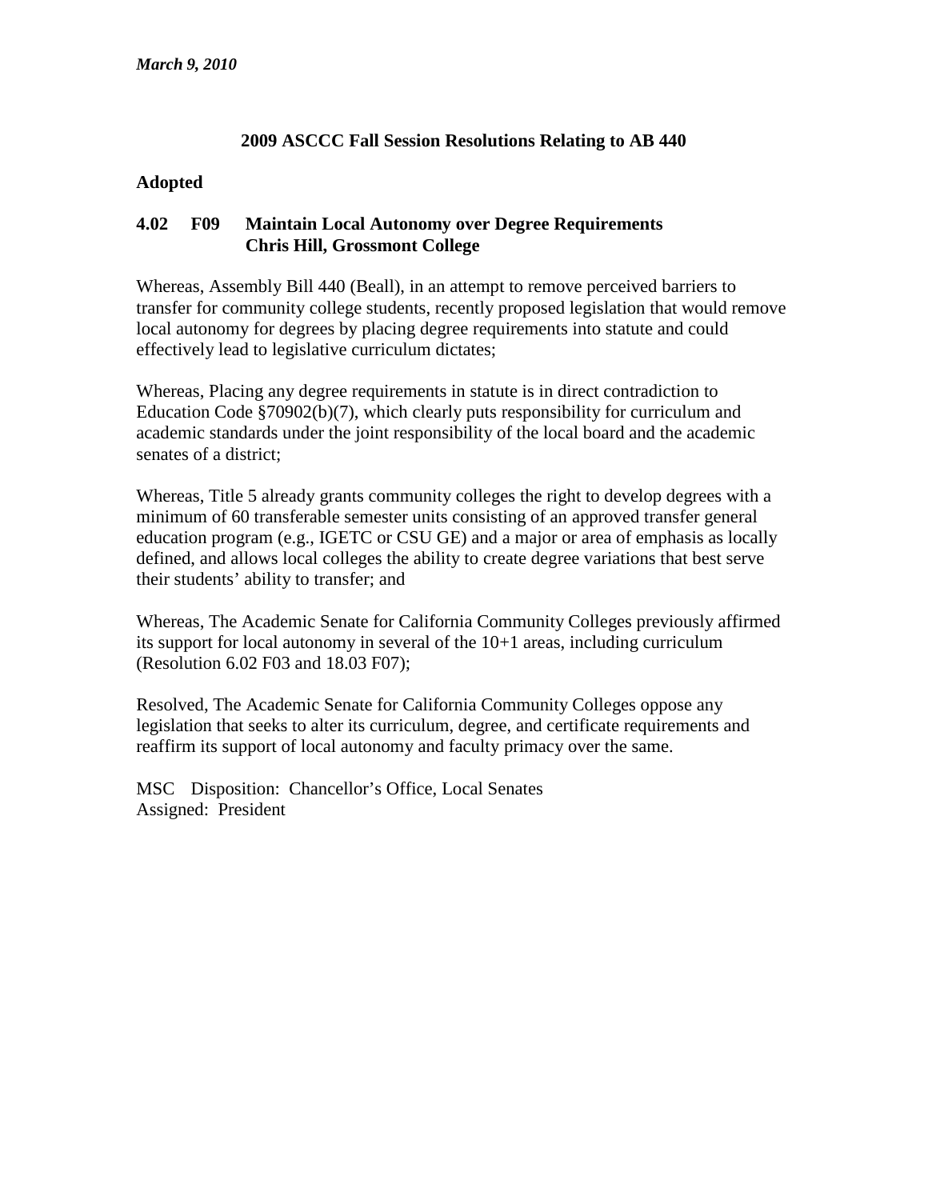*March 9, 2010*

## 2009 ASCCC Fall Session Resolutions Relating to AB 440

### Adopted

### 4.02 F09 Maintain Local Autonomy over Degree Requirements
**Chris Hill, Grossmont College**

Whereas, Assembly Bill 440 (Beall), in an attempt to remove perceived barriers to transfer for community college students, recently proposed legislation that would remove local autonomy for degrees by placing degree requirements into statute and could effectively lead to legislative curriculum dictates;

Whereas, Placing any degree requirements in statute is in direct contradiction to Education Code §70902(b)(7), which clearly puts responsibility for curriculum and academic standards under the joint responsibility of the local board and the academic senates of a district;

Whereas, Title 5 already grants community colleges the right to develop degrees with a minimum of 60 transferable semester units consisting of an approved transfer general education program (e.g., IGETC or CSU GE) and a major or area of emphasis as locally defined, and allows local colleges the ability to create degree variations that best serve their students' ability to transfer; and

Whereas, The Academic Senate for California Community Colleges previously affirmed its support for local autonomy in several of the 10+1 areas, including curriculum (Resolution 6.02 F03 and 18.03 F07);

Resolved, The Academic Senate for California Community Colleges oppose any legislation that seeks to alter its curriculum, degree, and certificate requirements and reaffirm its support of local autonomy and faculty primacy over the same.

MSC Disposition: Chancellor's Office, Local Senates
Assigned: President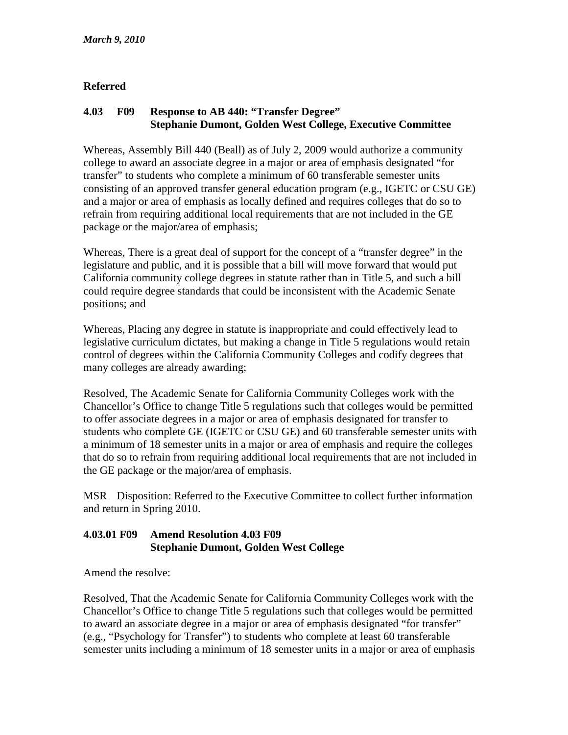*March 9, 2010*

**Referred**

**4.03 F09 Response to AB 440: "Transfer Degree"**
**Stephanie Dumont, Golden West College, Executive Committee**

Whereas, Assembly Bill 440 (Beall) as of July 2, 2009 would authorize a community college to award an associate degree in a major or area of emphasis designated "for transfer" to students who complete a minimum of 60 transferable semester units consisting of an approved transfer general education program (e.g., IGETC or CSU GE) and a major or area of emphasis as locally defined and requires colleges that do so to refrain from requiring additional local requirements that are not included in the GE package or the major/area of emphasis;

Whereas, There is a great deal of support for the concept of a "transfer degree" in the legislature and public, and it is possible that a bill will move forward that would put California community college degrees in statute rather than in Title 5, and such a bill could require degree standards that could be inconsistent with the Academic Senate positions; and

Whereas, Placing any degree in statute is inappropriate and could effectively lead to legislative curriculum dictates, but making a change in Title 5 regulations would retain control of degrees within the California Community Colleges and codify degrees that many colleges are already awarding;

Resolved, The Academic Senate for California Community Colleges work with the Chancellor's Office to change Title 5 regulations such that colleges would be permitted to offer associate degrees in a major or area of emphasis designated for transfer to students who complete GE (IGETC or CSU GE) and 60 transferable semester units with a minimum of 18 semester units in a major or area of emphasis and require the colleges that do so to refrain from requiring additional local requirements that are not included in the GE package or the major/area of emphasis.

MSR Disposition: Referred to the Executive Committee to collect further information and return in Spring 2010.

**4.03.01 F09 Amend Resolution 4.03 F09**
**Stephanie Dumont, Golden West College**

Amend the resolve:

Resolved, That the Academic Senate for California Community Colleges work with the Chancellor's Office to change Title 5 regulations such that colleges would be permitted to award an associate degree in a major or area of emphasis designated "for transfer" (e.g., "Psychology for Transfer") to students who complete at least 60 transferable semester units including a minimum of 18 semester units in a major or area of emphasis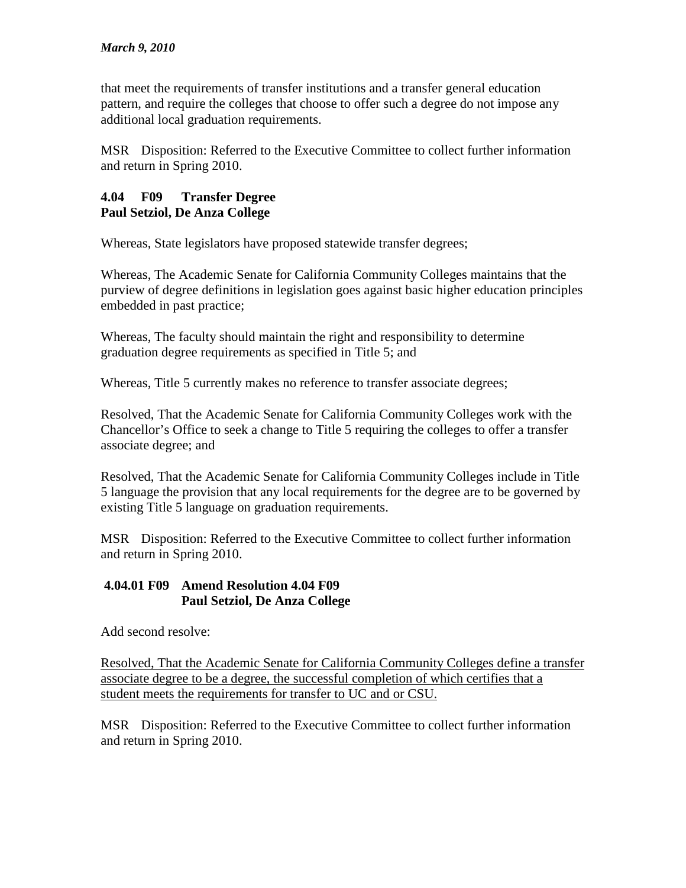that meet the requirements of transfer institutions and a transfer general education pattern, and require the colleges that choose to offer such a degree do not impose any additional local graduation requirements.

MSR Disposition: Referred to the Executive Committee to collect further information and return in Spring 2010.

**4.04 F09 Transfer Degree**
**Paul Setziol, De Anza College**

Whereas, State legislators have proposed statewide transfer degrees;

Whereas, The Academic Senate for California Community Colleges maintains that the purview of degree definitions in legislation goes against basic higher education principles embedded in past practice;

Whereas, The faculty should maintain the right and responsibility to determine graduation degree requirements as specified in Title 5; and

Whereas, Title 5 currently makes no reference to transfer associate degrees;

Resolved, That the Academic Senate for California Community Colleges work with the Chancellor's Office to seek a change to Title 5 requiring the colleges to offer a transfer associate degree; and

Resolved, That the Academic Senate for California Community Colleges include in Title 5 language the provision that any local requirements for the degree are to be governed by existing Title 5 language on graduation requirements.

MSR Disposition: Referred to the Executive Committee to collect further information and return in Spring 2010.

**4.04.01 F09 Amend Resolution 4.04 F09**
**Paul Setziol, De Anza College**

Add second resolve:

<u>Resolved, That the Academic Senate for California Community Colleges define a transfer associate degree to be a degree, the successful completion of which certifies that a student meets the requirements for transfer to UC and or CSU.</u>

MSR Disposition: Referred to the Executive Committee to collect further information and return in Spring 2010.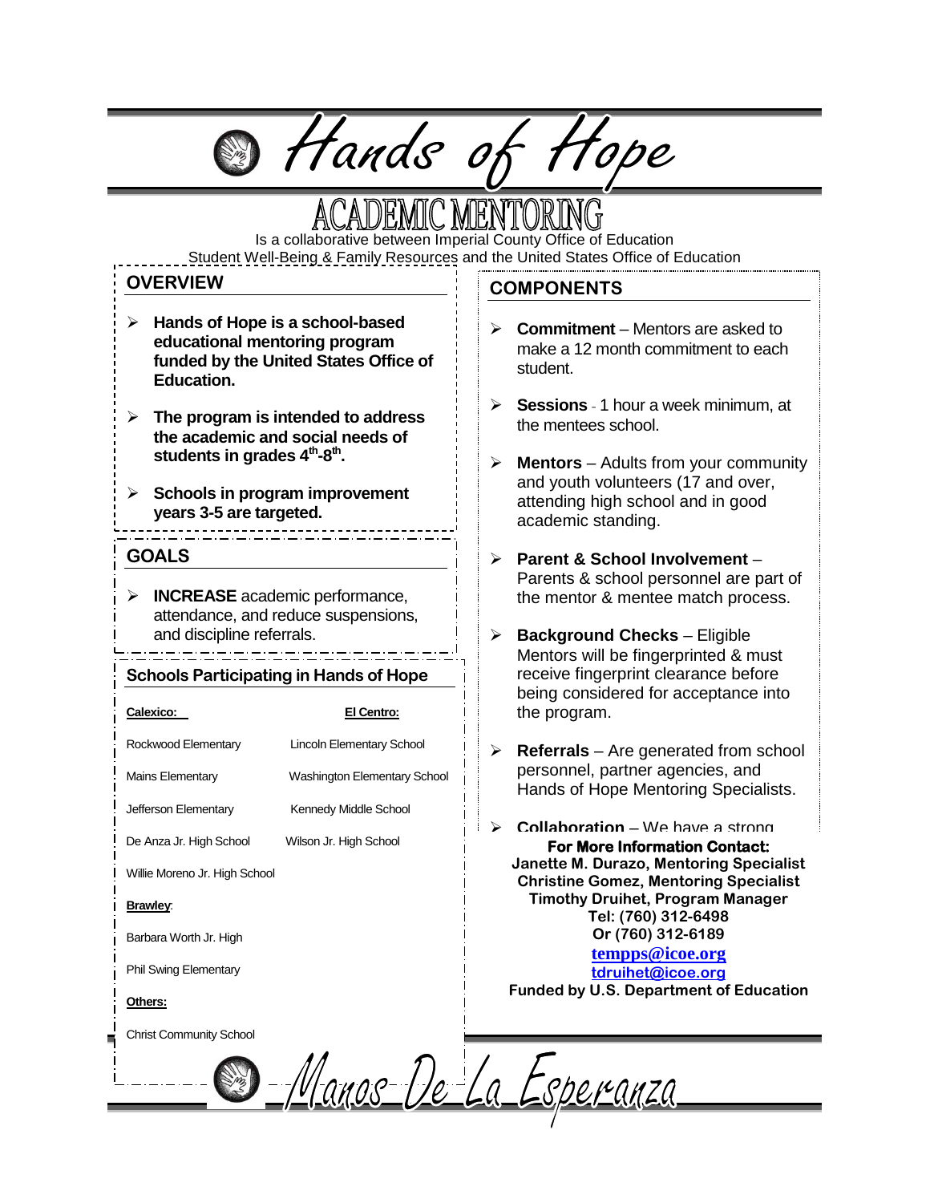# Hands of Hope

## ACADEMIC MENTORING

Is a collaborative between Imperial County Office of Education Student Well-Being & Family Resources and the United States Office of Education

## OVERVIEW

- **Hands of Hope is a school-based educational mentoring program funded by the United States Office of Education.**
- **The program is intended to address the academic and social needs of students in grades 4th-8th.**
- **Schools in program improvement years 3-5 are targeted.**

## GOALS

- **INCREASE** academic performance, attendance, and reduce suspensions, and discipline referrals.

## Schools Participating in Hands of Hope

| **Calexico:** | **El Centro:** |
|---|---|
| Rockwood Elementary | Lincoln Elementary School |
| Mains Elementary | Washington Elementary School |
| Jefferson Elementary | Kennedy Middle School |
| De Anza Jr. High School | Wilson Jr. High School |
| Willie Moreno Jr. High School | |

**Brawley:**

Barbara Worth Jr. High

Phil Swing Elementary

**Others:**

Christ Community School

## COMPONENTS

- **Commitment** – Mentors are asked to make a 12 month commitment to each student.
- **Sessions** - 1 hour a week minimum, at the mentees school.
- **Mentors** – Adults from your community and youth volunteers (17 and over, attending high school and in good academic standing.
- **Parent & School Involvement** – Parents & school personnel are part of the mentor & mentee match process.
- **Background Checks** – Eligible Mentors will be fingerprinted & must receive fingerprint clearance before being considered for acceptance into the program.
- **Referrals** – Are generated from school personnel, partner agencies, and Hands of Hope Mentoring Specialists.
- **Collaboration** – We have a strong

**For More Information Contact:**
**Janette M. Durazo, Mentoring Specialist**
**Christine Gomez, Mentoring Specialist**
**Timothy Druihet, Program Manager**
**Tel: (760) 312-6498**
**Or (760) 312-6189**
**tempps@icoe.org**
**tdruihet@icoe.org**
**Funded by U.S. Department of Education**

# Manos De La Esperanza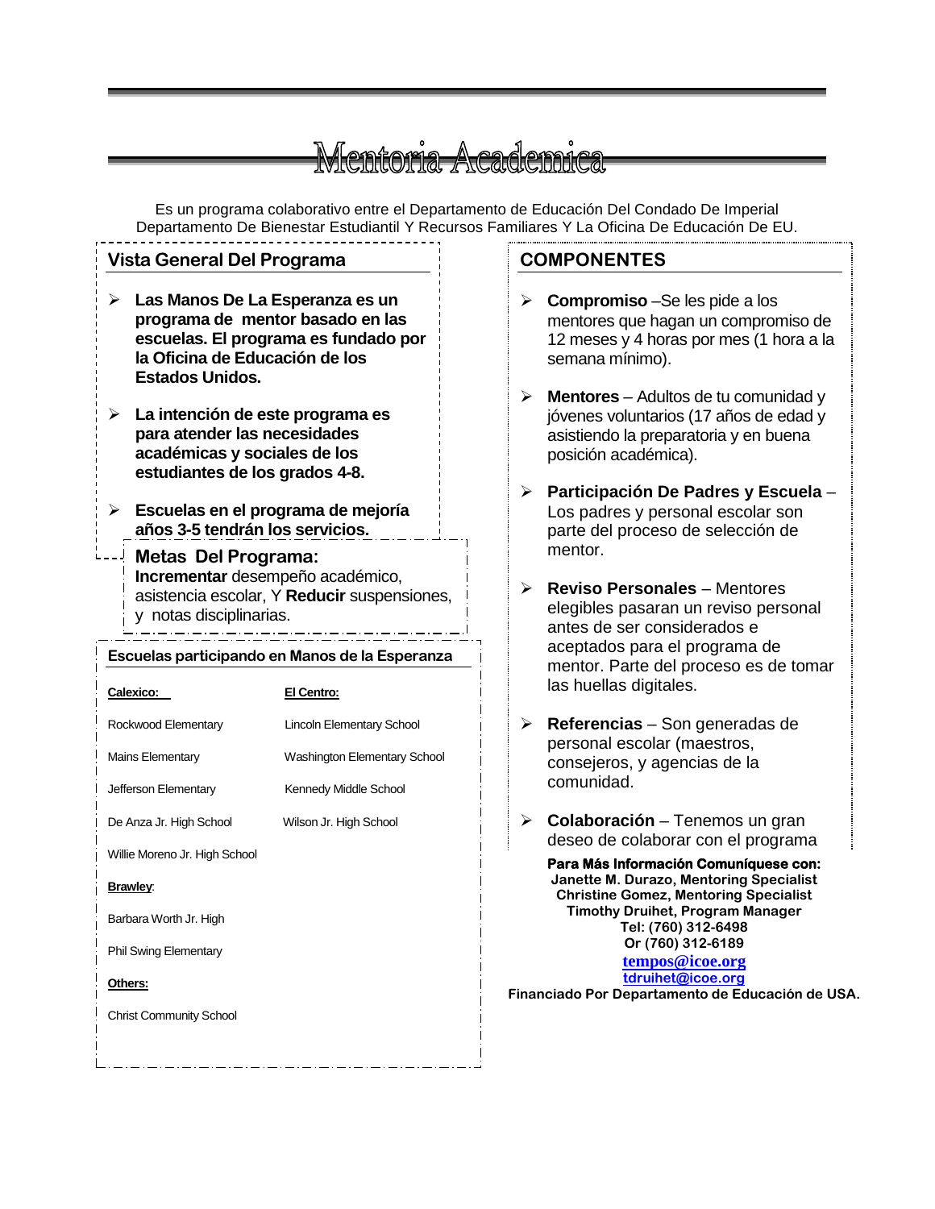# Mentoria Academica

Es un programa colaborativo entre el Departamento de Educación Del Condado De Imperial Departamento De Bienestar Estudiantil Y Recursos Familiares Y La Oficina De Educación De EU.

## Vista General Del Programa

- **Las Manos De La Esperanza es un programa de mentor basado en las escuelas. El programa es fundado por la Oficina de Educación de los Estados Unidos.**
- **La intención de este programa es para atender las necesidades académicas y sociales de los estudiantes de los grados 4-8.**
- **Escuelas en el programa de mejoría años 3-5 tendrán los servicios.**

## Metas Del Programa:

**Incrementar** desempeño académico, asistencia escolar, Y **Reducir** suspensiones, y notas disciplinarias.

## Escuelas participando en Manos de la Esperanza

| Calexico: | El Centro: |
|---|---|
| Rockwood Elementary | Lincoln Elementary School |
| Mains Elementary | Washington Elementary School |
| Jefferson Elementary | Kennedy Middle School |
| De Anza Jr. High School | Wilson Jr. High School |
| Willie Moreno Jr. High School | |

**Brawley**:

- Barbara Worth Jr. High
- Phil Swing Elementary

**Others:**

- Christ Community School

## COMPONENTES

- **Compromiso** –Se les pide a los mentores que hagan un compromiso de 12 meses y 4 horas por mes (1 hora a la semana mínimo).
- **Mentores** – Adultos de tu comunidad y jóvenes voluntarios (17 años de edad y asistiendo la preparatoria y en buena posición académica).
- **Participación De Padres y Escuela** – Los padres y personal escolar son parte del proceso de selección de mentor.
- **Reviso Personales** – Mentores elegibles pasaran un reviso personal antes de ser considerados e aceptados para el programa de mentor. Parte del proceso es de tomar las huellas digitales.
- **Referencias** – Son generadas de personal escolar (maestros, consejeros, y agencias de la comunidad.
- **Colaboración** – Tenemos un gran deseo de colaborar con el programa

**Para Más Información Comuníquese con:**
**Janette M. Durazo, Mentoring Specialist**
**Christine Gomez, Mentoring Specialist**
**Timothy Druihet, Program Manager**
**Tel: (760) 312-6498**
**Or (760) 312-6189**
**tempos@icoe.org**
**tdruihet@icoe.org**
**Financiado Por Departamento de Educación de USA.**